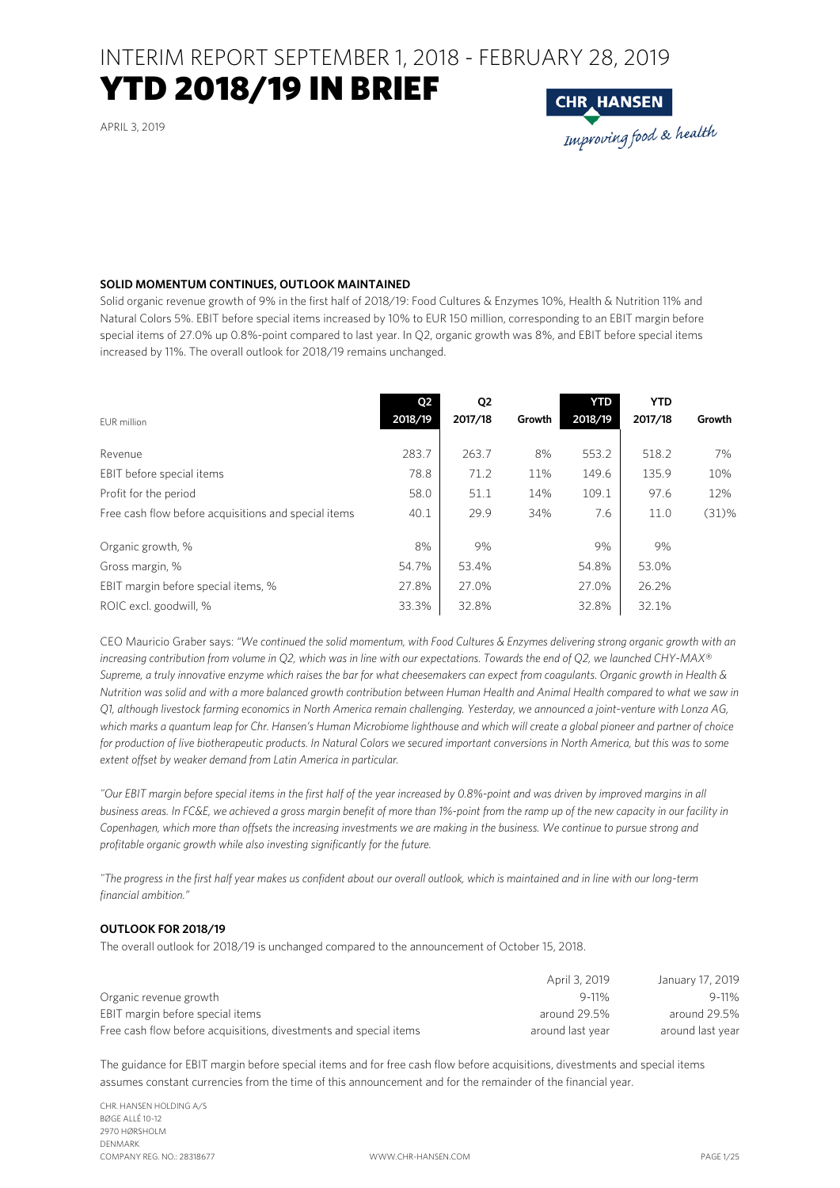# INTERIM REPORT SEPTEMBER 1, 2018 - FEBRUARY 28, 2019

# YTD 2018/19 IN BRIEF

APRIL 3, 2019

CHR HANSEN

*Improving food & health*

### SOLID MOMENTUM CONTINUES, OUTLOOK MAINTAINED

Solid organic revenue growth of 9% in the first half of 2018/19: Food Cultures & Enzymes 10%, Health & Nutrition 11% and Natural Colors 5%. EBIT before special items increased by 10% to EUR 150 million, corresponding to an EBIT margin before special items of 27.0% up 0.8%-point compared to last year. In Q2, organic growth was 8%, and EBIT before special items increased by 11%. The overall outlook for 2018/19 remains unchanged.

| EUR million | Q2 2018/19 | Q2 2017/18 | Growth | YTD 2018/19 | YTD 2017/18 | Growth |
|---|---|---|---|---|---|---|
| Revenue | 283.7 | 263.7 | 8% | 553.2 | 518.2 | 7% |
| EBIT before special items | 78.8 | 71.2 | 11% | 149.6 | 135.9 | 10% |
| Profit for the period | 58.0 | 51.1 | 14% | 109.1 | 97.6 | 12% |
| Free cash flow before acquisitions and special items | 40.1 | 29.9 | 34% | 7.6 | 11.0 | (31)% |
| Organic growth, % | 8% | 9% | | 9% | 9% | |
| Gross margin, % | 54.7% | 53.4% | | 54.8% | 53.0% | |
| EBIT margin before special items, % | 27.8% | 27.0% | | 27.0% | 26.2% | |
| ROIC excl. goodwill, % | 33.3% | 32.8% | | 32.8% | 32.1% | |

CEO Mauricio Graber says: *"We continued the solid momentum, with Food Cultures & Enzymes delivering strong organic growth with an increasing contribution from volume in Q2, which was in line with our expectations. Towards the end of Q2, we launched CHY-MAX® Supreme, a truly innovative enzyme which raises the bar for what cheesemakers can expect from coagulants. Organic growth in Health & Nutrition was solid and with a more balanced growth contribution between Human Health and Animal Health compared to what we saw in Q1, although livestock farming economics in North America remain challenging. Yesterday, we announced a joint-venture with Lonza AG, which marks a quantum leap for Chr. Hansen's Human Microbiome lighthouse and which will create a global pioneer and partner of choice for production of live biotherapeutic products. In Natural Colors we secured important conversions in North America, but this was to some extent offset by weaker demand from Latin America in particular.*

*"Our EBIT margin before special items in the first half of the year increased by 0.8%-point and was driven by improved margins in all business areas. In FC&E, we achieved a gross margin benefit of more than 1%-point from the ramp up of the new capacity in our facility in Copenhagen, which more than offsets the increasing investments we are making in the business. We continue to pursue strong and profitable organic growth while also investing significantly for the future.*

*"The progress in the first half year makes us confident about our overall outlook, which is maintained and in line with our long-term financial ambition."*

### OUTLOOK FOR 2018/19

The overall outlook for 2018/19 is unchanged compared to the announcement of October 15, 2018.

| | April 3, 2019 | January 17, 2019 |
|---|---|---|
| Organic revenue growth | 9-11% | 9-11% |
| EBIT margin before special items | around 29.5% | around 29.5% |
| Free cash flow before acquisitions, divestments and special items | around last year | around last year |

The guidance for EBIT margin before special items and for free cash flow before acquisitions, divestments and special items assumes constant currencies from the time of this announcement and for the remainder of the financial year.

CHR. HANSEN HOLDING A/S
BØGE ALLÉ 10-12
2970 HØRSHOLM
DENMARK
COMPANY REG. NO.: 28318677

WWW.CHR-HANSEN.COM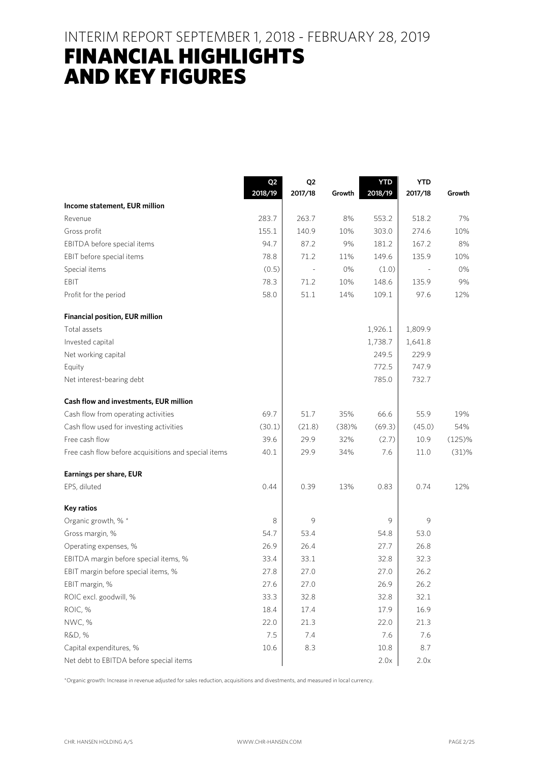# INTERIM REPORT SEPTEMBER 1, 2018 - FEBRUARY 28, 2019

# FINANCIAL HIGHLIGHTS AND KEY FIGURES

| | Q2 2018/19 | Q2 2017/18 | Growth | YTD 2018/19 | YTD 2017/18 | Growth |
|---|---|---|---|---|---|---|
| **Income statement, EUR million** | | | | | | |
| Revenue | 283.7 | 263.7 | 8% | 553.2 | 518.2 | 7% |
| Gross profit | 155.1 | 140.9 | 10% | 303.0 | 274.6 | 10% |
| EBITDA before special items | 94.7 | 87.2 | 9% | 181.2 | 167.2 | 8% |
| EBIT before special items | 78.8 | 71.2 | 11% | 149.6 | 135.9 | 10% |
| Special items | (0.5) | - | 0% | (1.0) | - | 0% |
| EBIT | 78.3 | 71.2 | 10% | 148.6 | 135.9 | 9% |
| Profit for the period | 58.0 | 51.1 | 14% | 109.1 | 97.6 | 12% |
| **Financial position, EUR million** | | | | | | |
| Total assets | | | | 1,926.1 | 1,809.9 | |
| Invested capital | | | | 1,738.7 | 1,641.8 | |
| Net working capital | | | | 249.5 | 229.9 | |
| Equity | | | | 772.5 | 747.9 | |
| Net interest-bearing debt | | | | 785.0 | 732.7 | |
| **Cash flow and investments, EUR million** | | | | | | |
| Cash flow from operating activities | 69.7 | 51.7 | 35% | 66.6 | 55.9 | 19% |
| Cash flow used for investing activities | (30.1) | (21.8) | (38)% | (69.3) | (45.0) | 54% |
| Free cash flow | 39.6 | 29.9 | 32% | (2.7) | 10.9 | (125)% |
| Free cash flow before acquisitions and special items | 40.1 | 29.9 | 34% | 7.6 | 11.0 | (31)% |
| **Earnings per share, EUR** | | | | | | |
| EPS, diluted | 0.44 | 0.39 | 13% | 0.83 | 0.74 | 12% |
| **Key ratios** | | | | | | |
| Organic growth, % * | 8 | 9 | | 9 | 9 | |
| Gross margin, % | 54.7 | 53.4 | | 54.8 | 53.0 | |
| Operating expenses, % | 26.9 | 26.4 | | 27.7 | 26.8 | |
| EBITDA margin before special items, % | 33.4 | 33.1 | | 32.8 | 32.3 | |
| EBIT margin before special items, % | 27.8 | 27.0 | | 27.0 | 26.2 | |
| EBIT margin, % | 27.6 | 27.0 | | 26.9 | 26.2 | |
| ROIC excl. goodwill, % | 33.3 | 32.8 | | 32.8 | 32.1 | |
| ROIC, % | 18.4 | 17.4 | | 17.9 | 16.9 | |
| NWC, % | 22.0 | 21.3 | | 22.0 | 21.3 | |
| R&D, % | 7.5 | 7.4 | | 7.6 | 7.6 | |
| Capital expenditures, % | 10.6 | 8.3 | | 10.8 | 8.7 | |
| Net debt to EBITDA before special items | | | | 2.0x | 2.0x | |

*Organic growth: Increase in revenue adjusted for sales reduction, acquisitions and divestments, and measured in local currency.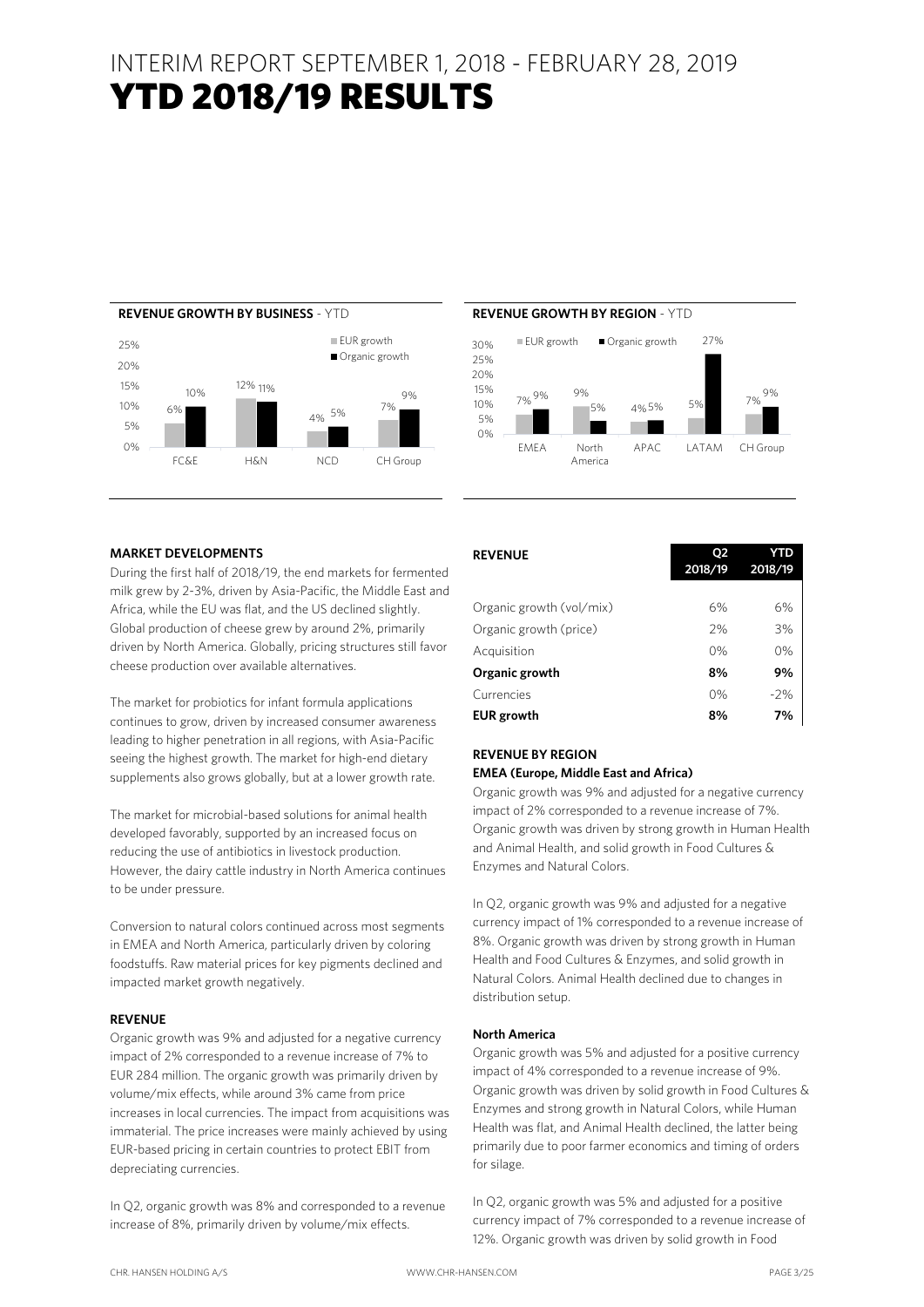# INTERIM REPORT SEPTEMBER 1, 2018 - FEBRUARY 28, 2019

# YTD 2018/19 RESULTS

**REVENUE GROWTH BY BUSINESS** - YTD

25%
20%
15%
10%
5%
0%

EUR growth
Organic growth

FC&E: 6% 10%
H&N: 12% 11%
NCD: 4% 5%
CH Group: 7% 9%

**REVENUE GROWTH BY REGION** - YTD

30%
25%
20%
15%
10%
5%
0%

EUR growth
Organic growth

EMEA: 7% 9%
North America: 9% 5%
APAC: 4% 5%
LATAM: 5% 27%
CH Group: 7% 9%

**MARKET DEVELOPMENTS**

During the first half of 2018/19, the end markets for fermented milk grew by 2-3%, driven by Asia-Pacific, the Middle East and Africa, while the EU was flat, and the US declined slightly. Global production of cheese grew by around 2%, primarily driven by North America. Globally, pricing structures still favor cheese production over available alternatives.

The market for probiotics for infant formula applications continues to grow, driven by increased consumer awareness leading to higher penetration in all regions, with Asia-Pacific seeing the highest growth. The market for high-end dietary supplements also grows globally, but at a lower growth rate.

The market for microbial-based solutions for animal health developed favorably, supported by an increased focus on reducing the use of antibiotics in livestock production. However, the dairy cattle industry in North America continues to be under pressure.

Conversion to natural colors continued across most segments in EMEA and North America, particularly driven by coloring foodstuffs. Raw material prices for key pigments declined and impacted market growth negatively.

**REVENUE**

Organic growth was 9% and adjusted for a negative currency impact of 2% corresponded to a revenue increase of 7% to EUR 284 million. The organic growth was primarily driven by volume/mix effects, while around 3% came from price increases in local currencies. The impact from acquisitions was immaterial. The price increases were mainly achieved by using EUR-based pricing in certain countries to protect EBIT from depreciating currencies.

In Q2, organic growth was 8% and corresponded to a revenue increase of 8%, primarily driven by volume/mix effects.

| REVENUE | Q2 2018/19 | YTD 2018/19 |
|---|---|---|
| Organic growth (vol/mix) | 6% | 6% |
| Organic growth (price) | 2% | 3% |
| Acquisition | 0% | 0% |
| **Organic growth** | **8%** | **9%** |
| Currencies | 0% | -2% |
| **EUR growth** | **8%** | **7%** |

**REVENUE BY REGION**

**EMEA (Europe, Middle East and Africa)**

Organic growth was 9% and adjusted for a negative currency impact of 2% corresponded to a revenue increase of 7%. Organic growth was driven by strong growth in Human Health and Animal Health, and solid growth in Food Cultures & Enzymes and Natural Colors.

In Q2, organic growth was 9% and adjusted for a negative currency impact of 1% corresponded to a revenue increase of 8%. Organic growth was driven by strong growth in Human Health and Food Cultures & Enzymes, and solid growth in Natural Colors. Animal Health declined due to changes in distribution setup.

**North America**

Organic growth was 5% and adjusted for a positive currency impact of 4% corresponded to a revenue increase of 9%. Organic growth was driven by solid growth in Food Cultures & Enzymes and strong growth in Natural Colors, while Human Health was flat, and Animal Health declined, the latter being primarily due to poor farmer economics and timing of orders for silage.

In Q2, organic growth was 5% and adjusted for a positive currency impact of 7% corresponded to a revenue increase of 12%. Organic growth was driven by solid growth in Food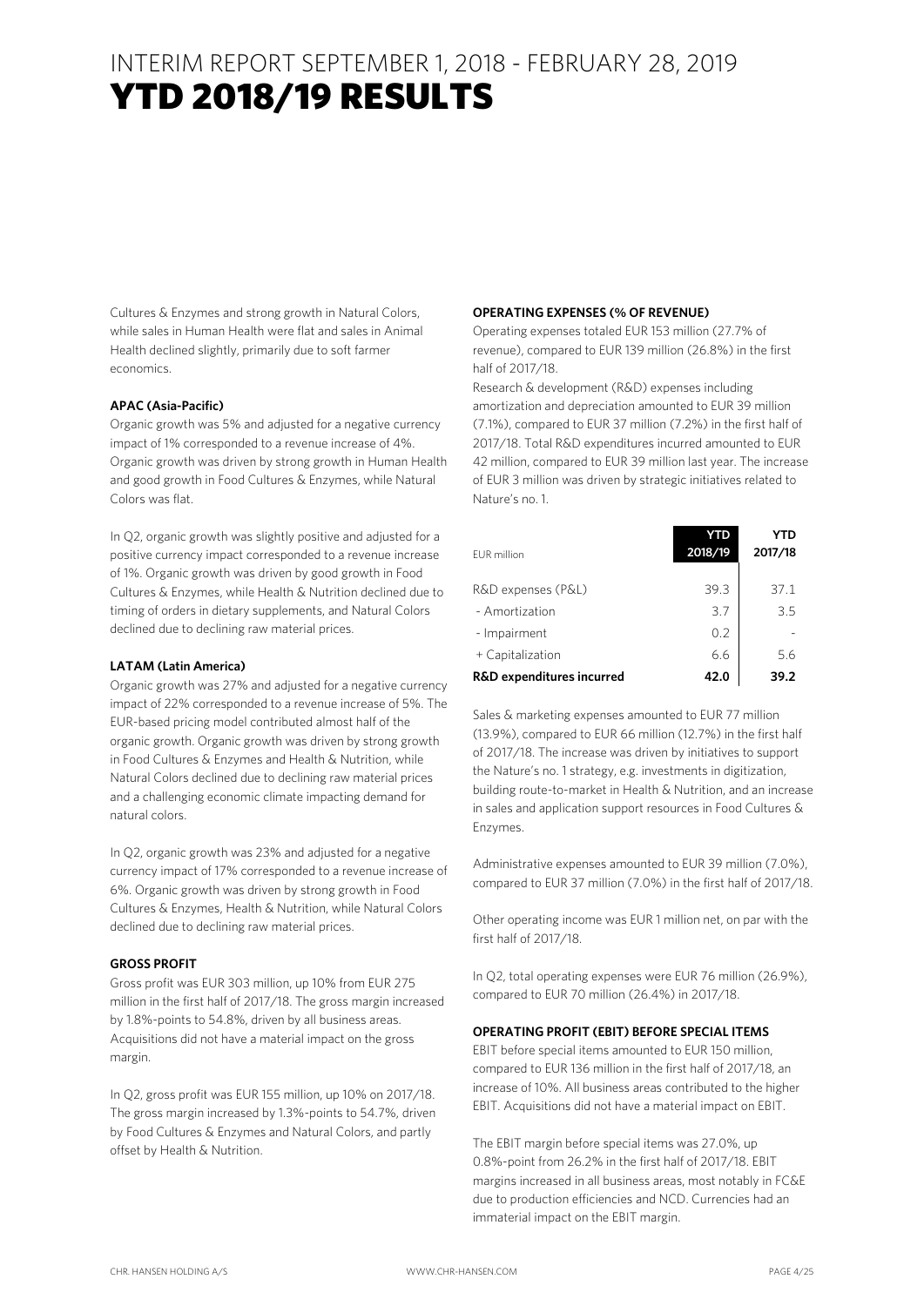# INTERIM REPORT SEPTEMBER 1, 2018 - FEBRUARY 28, 2019
# YTD 2018/19 RESULTS

Cultures & Enzymes and strong growth in Natural Colors, while sales in Human Health were flat and sales in Animal Health declined slightly, primarily due to soft farmer economics.

**APAC (Asia-Pacific)**

Organic growth was 5% and adjusted for a negative currency impact of 1% corresponded to a revenue increase of 4%. Organic growth was driven by strong growth in Human Health and good growth in Food Cultures & Enzymes, while Natural Colors was flat.

In Q2, organic growth was slightly positive and adjusted for a positive currency impact corresponded to a revenue increase of 1%. Organic growth was driven by good growth in Food Cultures & Enzymes, while Health & Nutrition declined due to timing of orders in dietary supplements, and Natural Colors declined due to declining raw material prices.

**LATAM (Latin America)**

Organic growth was 27% and adjusted for a negative currency impact of 22% corresponded to a revenue increase of 5%. The EUR-based pricing model contributed almost half of the organic growth. Organic growth was driven by strong growth in Food Cultures & Enzymes and Health & Nutrition, while Natural Colors declined due to declining raw material prices and a challenging economic climate impacting demand for natural colors.

In Q2, organic growth was 23% and adjusted for a negative currency impact of 17% corresponded to a revenue increase of 6%. Organic growth was driven by strong growth in Food Cultures & Enzymes, Health & Nutrition, while Natural Colors declined due to declining raw material prices.

**GROSS PROFIT**

Gross profit was EUR 303 million, up 10% from EUR 275 million in the first half of 2017/18. The gross margin increased by 1.8%-points to 54.8%, driven by all business areas. Acquisitions did not have a material impact on the gross margin.

In Q2, gross profit was EUR 155 million, up 10% on 2017/18. The gross margin increased by 1.3%-points to 54.7%, driven by Food Cultures & Enzymes and Natural Colors, and partly offset by Health & Nutrition.

**OPERATING EXPENSES (% OF REVENUE)**

Operating expenses totaled EUR 153 million (27.7% of revenue), compared to EUR 139 million (26.8%) in the first half of 2017/18.

Research & development (R&D) expenses including amortization and depreciation amounted to EUR 39 million (7.1%), compared to EUR 37 million (7.2%) in the first half of 2017/18. Total R&D expenditures incurred amounted to EUR 42 million, compared to EUR 39 million last year. The increase of EUR 3 million was driven by strategic initiatives related to Nature's no. 1.

| EUR million | YTD 2018/19 | YTD 2017/18 |
|---|---|---|
| R&D expenses (P&L) | 39.3 | 37.1 |
| - Amortization | 3.7 | 3.5 |
| - Impairment | 0.2 | - |
| + Capitalization | 6.6 | 5.6 |
| **R&D expenditures incurred** | **42.0** | **39.2** |

Sales & marketing expenses amounted to EUR 77 million (13.9%), compared to EUR 66 million (12.7%) in the first half of 2017/18. The increase was driven by initiatives to support the Nature's no. 1 strategy, e.g. investments in digitization, building route-to-market in Health & Nutrition, and an increase in sales and application support resources in Food Cultures & Enzymes.

Administrative expenses amounted to EUR 39 million (7.0%), compared to EUR 37 million (7.0%) in the first half of 2017/18.

Other operating income was EUR 1 million net, on par with the first half of 2017/18.

In Q2, total operating expenses were EUR 76 million (26.9%), compared to EUR 70 million (26.4%) in 2017/18.

**OPERATING PROFIT (EBIT) BEFORE SPECIAL ITEMS**

EBIT before special items amounted to EUR 150 million, compared to EUR 136 million in the first half of 2017/18, an increase of 10%. All business areas contributed to the higher EBIT. Acquisitions did not have a material impact on EBIT.

The EBIT margin before special items was 27.0%, up 0.8%-point from 26.2% in the first half of 2017/18. EBIT margins increased in all business areas, most notably in FC&E due to production efficiencies and NCD. Currencies had an immaterial impact on the EBIT margin.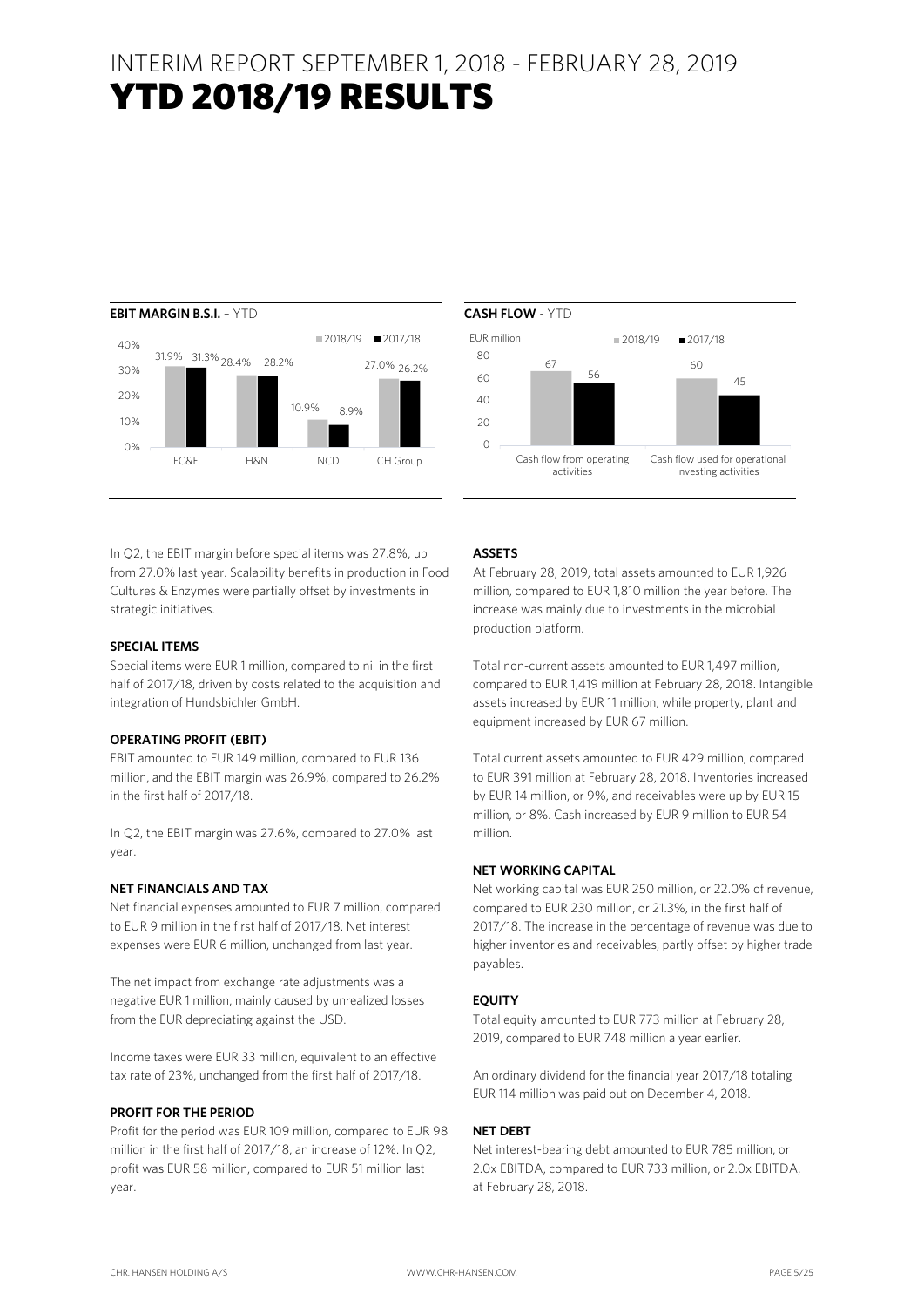# INTERIM REPORT SEPTEMBER 1, 2018 - FEBRUARY 28, 2019

# YTD 2018/19 RESULTS

**EBIT MARGIN B.S.I.** – YTD

2018/19 ■2017/18

40%
30%
20%
10%
0%

31.9% 31.3% 28.4% 28.2% 10.9% 8.9% 27.0% 26.2%

FC&E H&N NCD CH Group

**CASH FLOW** - YTD

EUR million

2018/19 ■2017/18

80
60
40
20
0

67 56 60 45

Cash flow from operating activities

Cash flow used for operational investing activities

In Q2, the EBIT margin before special items was 27.8%, up from 27.0% last year. Scalability benefits in production in Food Cultures & Enzymes were partially offset by investments in strategic initiatives.

**SPECIAL ITEMS**

Special items were EUR 1 million, compared to nil in the first half of 2017/18, driven by costs related to the acquisition and integration of Hundsbichler GmbH.

**OPERATING PROFIT (EBIT)**

EBIT amounted to EUR 149 million, compared to EUR 136 million, and the EBIT margin was 26.9%, compared to 26.2% in the first half of 2017/18.

In Q2, the EBIT margin was 27.6%, compared to 27.0% last year.

**NET FINANCIALS AND TAX**

Net financial expenses amounted to EUR 7 million, compared to EUR 9 million in the first half of 2017/18. Net interest expenses were EUR 6 million, unchanged from last year.

The net impact from exchange rate adjustments was a negative EUR 1 million, mainly caused by unrealized losses from the EUR depreciating against the USD.

Income taxes were EUR 33 million, equivalent to an effective tax rate of 23%, unchanged from the first half of 2017/18.

**PROFIT FOR THE PERIOD**

Profit for the period was EUR 109 million, compared to EUR 98 million in the first half of 2017/18, an increase of 12%. In Q2, profit was EUR 58 million, compared to EUR 51 million last year.

**ASSETS**

At February 28, 2019, total assets amounted to EUR 1,926 million, compared to EUR 1,810 million the year before. The increase was mainly due to investments in the microbial production platform.

Total non-current assets amounted to EUR 1,497 million, compared to EUR 1,419 million at February 28, 2018. Intangible assets increased by EUR 11 million, while property, plant and equipment increased by EUR 67 million.

Total current assets amounted to EUR 429 million, compared to EUR 391 million at February 28, 2018. Inventories increased by EUR 14 million, or 9%, and receivables were up by EUR 15 million, or 8%. Cash increased by EUR 9 million to EUR 54 million.

**NET WORKING CAPITAL**

Net working capital was EUR 250 million, or 22.0% of revenue, compared to EUR 230 million, or 21.3%, in the first half of 2017/18. The increase in the percentage of revenue was due to higher inventories and receivables, partly offset by higher trade payables.

**EQUITY**

Total equity amounted to EUR 773 million at February 28, 2019, compared to EUR 748 million a year earlier.

An ordinary dividend for the financial year 2017/18 totaling EUR 114 million was paid out on December 4, 2018.

**NET DEBT**

Net interest-bearing debt amounted to EUR 785 million, or 2.0x EBITDA, compared to EUR 733 million, or 2.0x EBITDA, at February 28, 2018.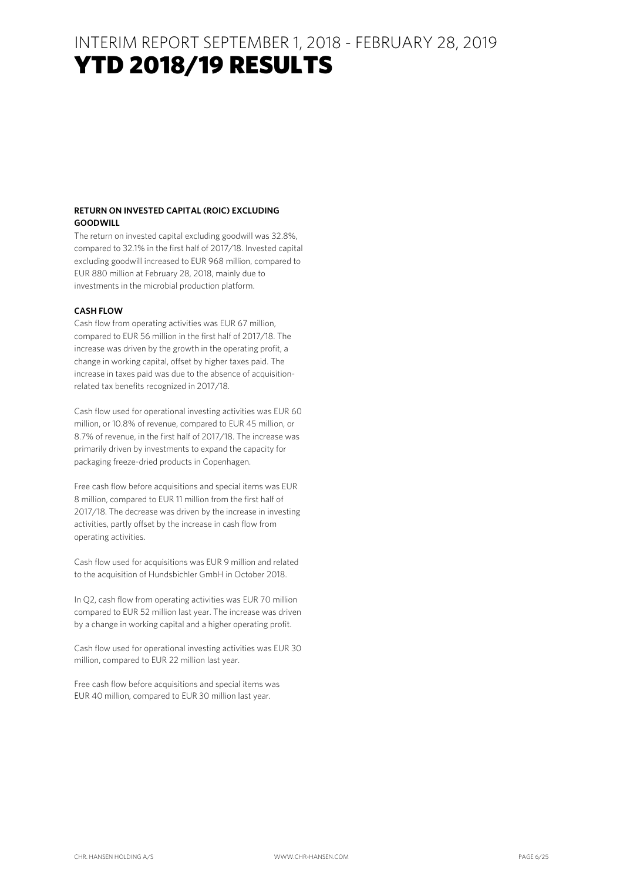# INTERIM REPORT SEPTEMBER 1, 2018 - FEBRUARY 28, 2019
# YTD 2018/19 RESULTS

**RETURN ON INVESTED CAPITAL (ROIC) EXCLUDING GOODWILL**

The return on invested capital excluding goodwill was 32.8%, compared to 32.1% in the first half of 2017/18. Invested capital excluding goodwill increased to EUR 968 million, compared to EUR 880 million at February 28, 2018, mainly due to investments in the microbial production platform.

**CASH FLOW**

Cash flow from operating activities was EUR 67 million, compared to EUR 56 million in the first half of 2017/18. The increase was driven by the growth in the operating profit, a change in working capital, offset by higher taxes paid. The increase in taxes paid was due to the absence of acquisition-related tax benefits recognized in 2017/18.

Cash flow used for operational investing activities was EUR 60 million, or 10.8% of revenue, compared to EUR 45 million, or 8.7% of revenue, in the first half of 2017/18. The increase was primarily driven by investments to expand the capacity for packaging freeze-dried products in Copenhagen.

Free cash flow before acquisitions and special items was EUR 8 million, compared to EUR 11 million from the first half of 2017/18. The decrease was driven by the increase in investing activities, partly offset by the increase in cash flow from operating activities.

Cash flow used for acquisitions was EUR 9 million and related to the acquisition of Hundsbichler GmbH in October 2018.

In Q2, cash flow from operating activities was EUR 70 million compared to EUR 52 million last year. The increase was driven by a change in working capital and a higher operating profit.

Cash flow used for operational investing activities was EUR 30 million, compared to EUR 22 million last year.

Free cash flow before acquisitions and special items was EUR 40 million, compared to EUR 30 million last year.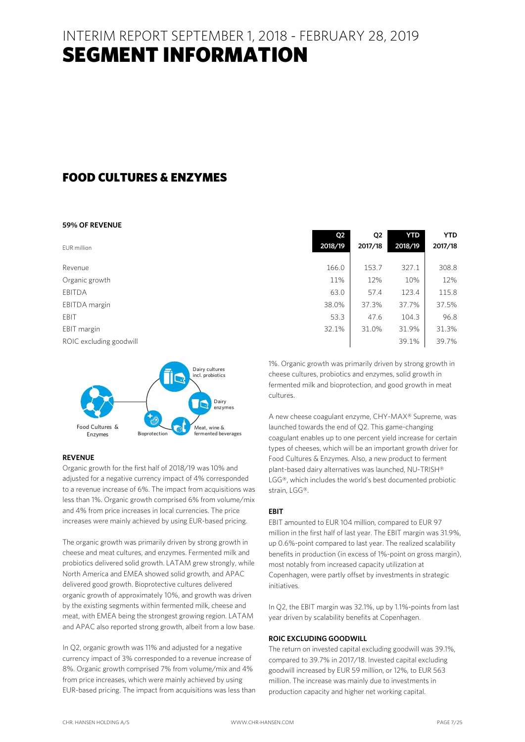# INTERIM REPORT SEPTEMBER 1, 2018 - FEBRUARY 28, 2019

# SEGMENT INFORMATION

## FOOD CULTURES & ENZYMES

**59% OF REVENUE**

| EUR million | Q2 2018/19 | Q2 2017/18 | YTD 2018/19 | YTD 2017/18 |
|---|---|---|---|---|
| Revenue | 166.0 | 153.7 | 327.1 | 308.8 |
| Organic growth | 11% | 12% | 10% | 12% |
| EBITDA | 63.0 | 57.4 | 123.4 | 115.8 |
| EBITDA margin | 38.0% | 37.3% | 37.7% | 37.5% |
| EBIT | 53.3 | 47.6 | 104.3 | 96.8 |
| EBIT margin | 32.1% | 31.0% | 31.9% | 31.3% |
| ROIC excluding goodwill | | | 39.1% | 39.7% |

Food Cultures & Enzymes
Dairy cultures incl. probiotics
Dairy enzymes
Meat, wine & fermented beverages
Bioprotection

### REVENUE

Organic growth for the first half of 2018/19 was 10% and adjusted for a negative currency impact of 4% corresponded to a revenue increase of 6%. The impact from acquisitions was less than 1%. Organic growth comprised 6% from volume/mix and 4% from price increases in local currencies. The price increases were mainly achieved by using EUR-based pricing.

The organic growth was primarily driven by strong growth in cheese and meat cultures, and enzymes. Fermented milk and probiotics delivered solid growth. LATAM grew strongly, while North America and EMEA showed solid growth, and APAC delivered good growth. Bioprotective cultures delivered organic growth of approximately 10%, and growth was driven by the existing segments within fermented milk, cheese and meat, with EMEA being the strongest growing region. LATAM and APAC also reported strong growth, albeit from a low base.

In Q2, organic growth was 11% and adjusted for a negative currency impact of 3% corresponded to a revenue increase of 8%. Organic growth comprised 7% from volume/mix and 4% from price increases, which were mainly achieved by using EUR-based pricing. The impact from acquisitions was less than 1%. Organic growth was primarily driven by strong growth in cheese cultures, probiotics and enzymes, solid growth in fermented milk and bioprotection, and good growth in meat cultures.

A new cheese coagulant enzyme, CHY-MAX® Supreme, was launched towards the end of Q2. This game-changing coagulant enables up to one percent yield increase for certain types of cheeses, which will be an important growth driver for Food Cultures & Enzymes. Also, a new product to ferment plant-based dairy alternatives was launched, NU-TRISH® LGG®, which includes the world's best documented probiotic strain, LGG®.

### EBIT

EBIT amounted to EUR 104 million, compared to EUR 97 million in the first half of last year. The EBIT margin was 31.9%, up 0.6%-point compared to last year. The realized scalability benefits in production (in excess of 1%-point on gross margin), most notably from increased capacity utilization at Copenhagen, were partly offset by investments in strategic initiatives.

In Q2, the EBIT margin was 32.1%, up by 1.1%-points from last year driven by scalability benefits at Copenhagen.

### ROIC EXCLUDING GOODWILL

The return on invested capital excluding goodwill was 39.1%, compared to 39.7% in 2017/18. Invested capital excluding goodwill increased by EUR 59 million, or 12%, to EUR 563 million. The increase was mainly due to investments in production capacity and higher net working capital.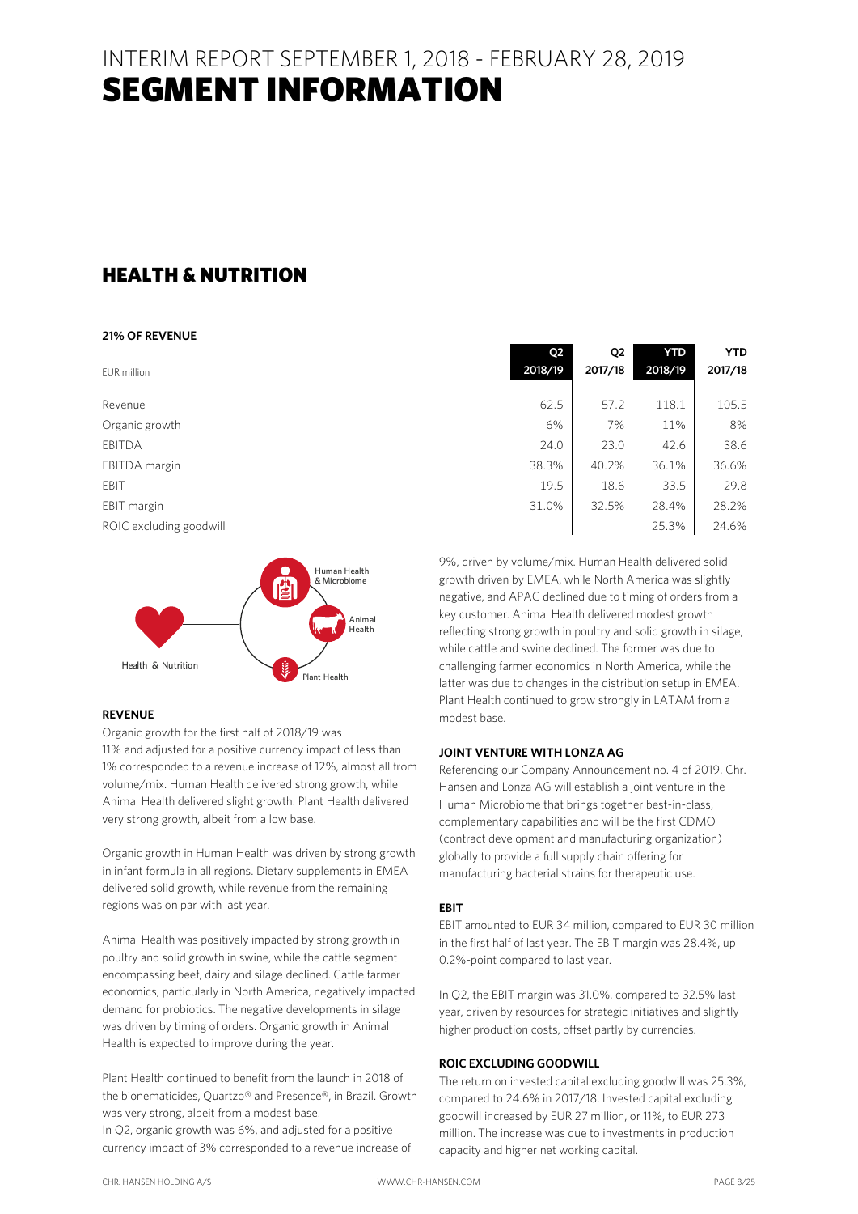# INTERIM REPORT SEPTEMBER 1, 2018 - FEBRUARY 28, 2019
# SEGMENT INFORMATION

## HEALTH & NUTRITION

**21% OF REVENUE**

| EUR million | Q2 2018/19 | Q2 2017/18 | YTD 2018/19 | YTD 2017/18 |
|---|---|---|---|---|
| Revenue | 62.5 | 57.2 | 118.1 | 105.5 |
| Organic growth | 6% | 7% | 11% | 8% |
| EBITDA | 24.0 | 23.0 | 42.6 | 38.6 |
| EBITDA margin | 38.3% | 40.2% | 36.1% | 36.6% |
| EBIT | 19.5 | 18.6 | 33.5 | 29.8 |
| EBIT margin | 31.0% | 32.5% | 28.4% | 28.2% |
| ROIC excluding goodwill | | | 25.3% | 24.6% |

Health & Nutrition

Human Health & Microbiome

Animal Health

Plant Health

### REVENUE

Organic growth for the first half of 2018/19 was 11% and adjusted for a positive currency impact of less than 1% corresponded to a revenue increase of 12%, almost all from volume/mix. Human Health delivered strong growth, while Animal Health delivered slight growth. Plant Health delivered very strong growth, albeit from a low base.

Organic growth in Human Health was driven by strong growth in infant formula in all regions. Dietary supplements in EMEA delivered solid growth, while revenue from the remaining regions was on par with last year.

Animal Health was positively impacted by strong growth in poultry and solid growth in swine, while the cattle segment encompassing beef, dairy and silage declined. Cattle farmer economics, particularly in North America, negatively impacted demand for probiotics. The negative developments in silage was driven by timing of orders. Organic growth in Animal Health is expected to improve during the year.

Plant Health continued to benefit from the launch in 2018 of the bionematicides, Quartzo® and Presence®, in Brazil. Growth was very strong, albeit from a modest base.
In Q2, organic growth was 6%, and adjusted for a positive currency impact of 3% corresponded to a revenue increase of 9%, driven by volume/mix. Human Health delivered solid growth driven by EMEA, while North America was slightly negative, and APAC declined due to timing of orders from a key customer. Animal Health delivered modest growth reflecting strong growth in poultry and solid growth in silage, while cattle and swine declined. The former was due to challenging farmer economics in North America, while the latter was due to changes in the distribution setup in EMEA. Plant Health continued to grow strongly in LATAM from a modest base.

### JOINT VENTURE WITH LONZA AG

Referencing our Company Announcement no. 4 of 2019, Chr. Hansen and Lonza AG will establish a joint venture in the Human Microbiome that brings together best-in-class, complementary capabilities and will be the first CDMO (contract development and manufacturing organization) globally to provide a full supply chain offering for manufacturing bacterial strains for therapeutic use.

### EBIT

EBIT amounted to EUR 34 million, compared to EUR 30 million in the first half of last year. The EBIT margin was 28.4%, up 0.2%-point compared to last year.

In Q2, the EBIT margin was 31.0%, compared to 32.5% last year, driven by resources for strategic initiatives and slightly higher production costs, offset partly by currencies.

### ROIC EXCLUDING GOODWILL

The return on invested capital excluding goodwill was 25.3%, compared to 24.6% in 2017/18. Invested capital excluding goodwill increased by EUR 27 million, or 11%, to EUR 273 million. The increase was due to investments in production capacity and higher net working capital.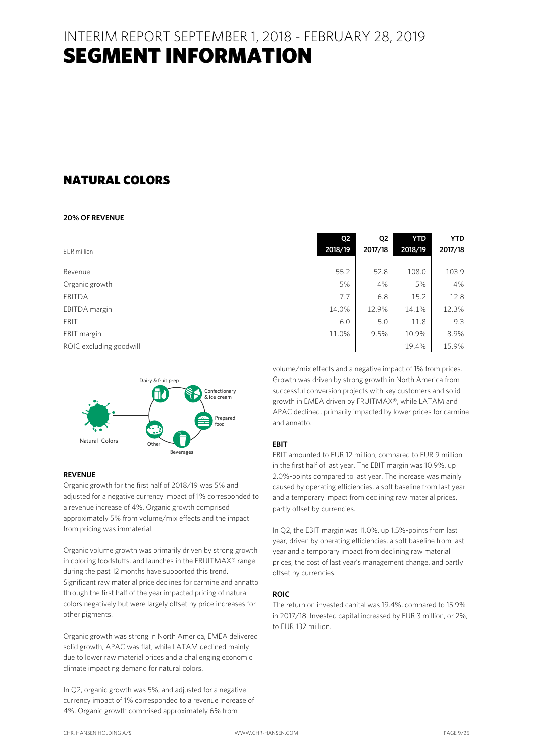# INTERIM REPORT SEPTEMBER 1, 2018 - FEBRUARY 28, 2019
# SEGMENT INFORMATION

## NATURAL COLORS

**20% OF REVENUE**

| EUR million | Q2 2018/19 | Q2 2017/18 | YTD 2018/19 | YTD 2017/18 |
|---|---|---|---|---|
| Revenue | 55.2 | 52.8 | 108.0 | 103.9 |
| Organic growth | 5% | 4% | 5% | 4% |
| EBITDA | 7.7 | 6.8 | 15.2 | 12.8 |
| EBITDA margin | 14.0% | 12.9% | 14.1% | 12.3% |
| EBIT | 6.0 | 5.0 | 11.8 | 9.3 |
| EBIT margin | 11.0% | 9.5% | 10.9% | 8.9% |
| ROIC excluding goodwill | | | 19.4% | 15.9% |

Dairy & fruit prep
Confectionary & ice cream
Prepared food
Beverages
Other
Natural Colors

### REVENUE

Organic growth for the first half of 2018/19 was 5% and adjusted for a negative currency impact of 1% corresponded to a revenue increase of 4%. Organic growth comprised approximately 5% from volume/mix effects and the impact from pricing was immaterial.

Organic volume growth was primarily driven by strong growth in coloring foodstuffs, and launches in the FRUITMAX® range during the past 12 months have supported this trend. Significant raw material price declines for carmine and annatto through the first half of the year impacted pricing of natural colors negatively but were largely offset by price increases for other pigments.

Organic growth was strong in North America, EMEA delivered solid growth, APAC was flat, while LATAM declined mainly due to lower raw material prices and a challenging economic climate impacting demand for natural colors.

In Q2, organic growth was 5%, and adjusted for a negative currency impact of 1% corresponded to a revenue increase of 4%. Organic growth comprised approximately 6% from volume/mix effects and a negative impact of 1% from prices. Growth was driven by strong growth in North America from successful conversion projects with key customers and solid growth in EMEA driven by FRUITMAX®, while LATAM and APAC declined, primarily impacted by lower prices for carmine and annatto.

### EBIT

EBIT amounted to EUR 12 million, compared to EUR 9 million in the first half of last year. The EBIT margin was 10.9%, up 2.0%-points compared to last year. The increase was mainly caused by operating efficiencies, a soft baseline from last year and a temporary impact from declining raw material prices, partly offset by currencies.

In Q2, the EBIT margin was 11.0%, up 1.5%-points from last year, driven by operating efficiencies, a soft baseline from last year and a temporary impact from declining raw material prices, the cost of last year's management change, and partly offset by currencies.

### ROIC

The return on invested capital was 19.4%, compared to 15.9% in 2017/18. Invested capital increased by EUR 3 million, or 2%, to EUR 132 million.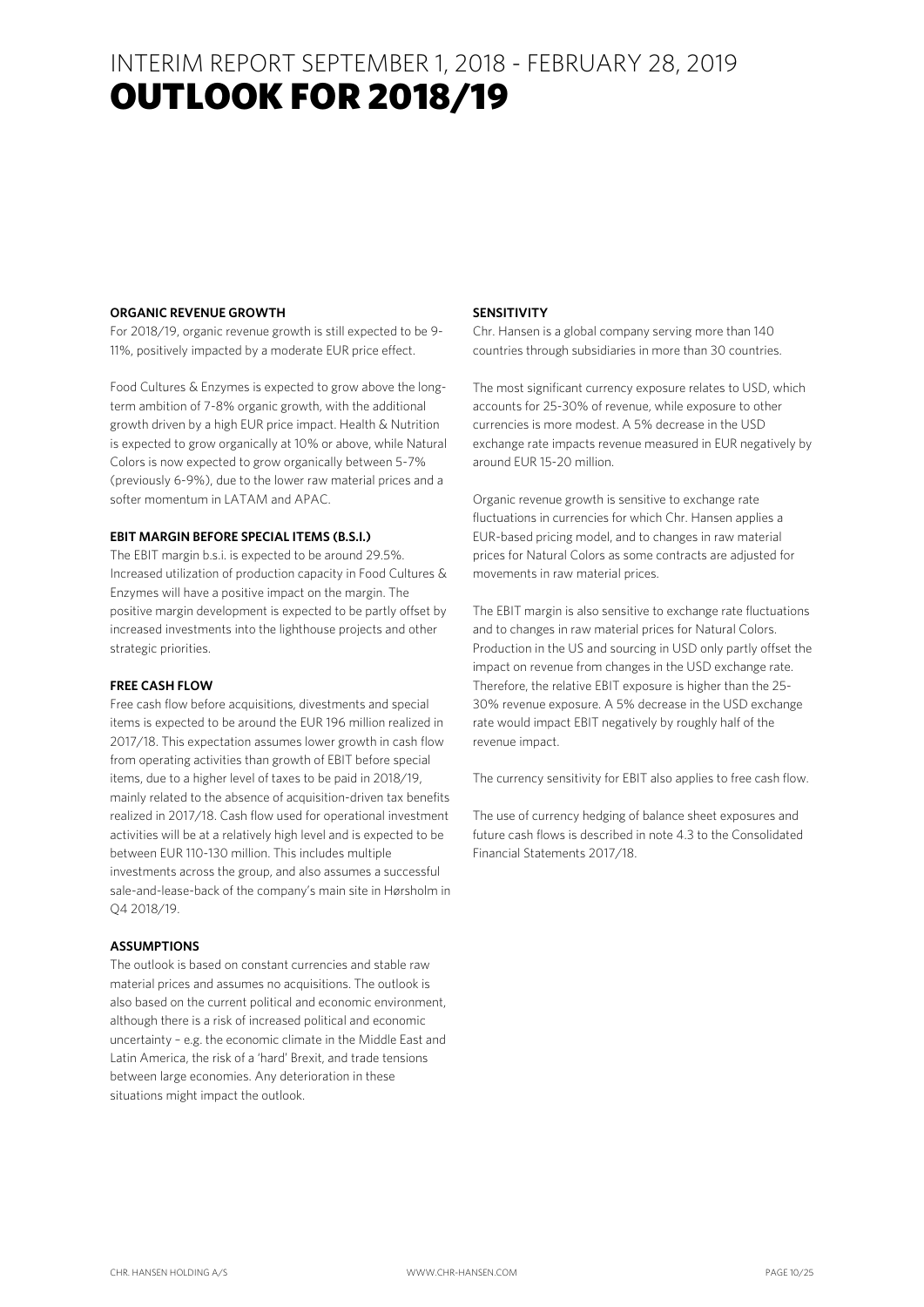INTERIM REPORT SEPTEMBER 1, 2018 - FEBRUARY 28, 2019

# OUTLOOK FOR 2018/19

### ORGANIC REVENUE GROWTH

For 2018/19, organic revenue growth is still expected to be 9-11%, positively impacted by a moderate EUR price effect.

Food Cultures & Enzymes is expected to grow above the long-term ambition of 7-8% organic growth, with the additional growth driven by a high EUR price impact. Health & Nutrition is expected to grow organically at 10% or above, while Natural Colors is now expected to grow organically between 5-7% (previously 6-9%), due to the lower raw material prices and a softer momentum in LATAM and APAC.

### EBIT MARGIN BEFORE SPECIAL ITEMS (B.S.I.)

The EBIT margin b.s.i. is expected to be around 29.5%. Increased utilization of production capacity in Food Cultures & Enzymes will have a positive impact on the margin. The positive margin development is expected to be partly offset by increased investments into the lighthouse projects and other strategic priorities.

### FREE CASH FLOW

Free cash flow before acquisitions, divestments and special items is expected to be around the EUR 196 million realized in 2017/18. This expectation assumes lower growth in cash flow from operating activities than growth of EBIT before special items, due to a higher level of taxes to be paid in 2018/19, mainly related to the absence of acquisition-driven tax benefits realized in 2017/18. Cash flow used for operational investment activities will be at a relatively high level and is expected to be between EUR 110-130 million. This includes multiple investments across the group, and also assumes a successful sale-and-lease-back of the company's main site in Hørsholm in Q4 2018/19.

### ASSUMPTIONS

The outlook is based on constant currencies and stable raw material prices and assumes no acquisitions. The outlook is also based on the current political and economic environment, although there is a risk of increased political and economic uncertainty – e.g. the economic climate in the Middle East and Latin America, the risk of a 'hard' Brexit, and trade tensions between large economies. Any deterioration in these situations might impact the outlook.

### SENSITIVITY

Chr. Hansen is a global company serving more than 140 countries through subsidiaries in more than 30 countries.

The most significant currency exposure relates to USD, which accounts for 25-30% of revenue, while exposure to other currencies is more modest. A 5% decrease in the USD exchange rate impacts revenue measured in EUR negatively by around EUR 15-20 million.

Organic revenue growth is sensitive to exchange rate fluctuations in currencies for which Chr. Hansen applies a EUR-based pricing model, and to changes in raw material prices for Natural Colors as some contracts are adjusted for movements in raw material prices.

The EBIT margin is also sensitive to exchange rate fluctuations and to changes in raw material prices for Natural Colors. Production in the US and sourcing in USD only partly offset the impact on revenue from changes in the USD exchange rate. Therefore, the relative EBIT exposure is higher than the 25-30% revenue exposure. A 5% decrease in the USD exchange rate would impact EBIT negatively by roughly half of the revenue impact.

The currency sensitivity for EBIT also applies to free cash flow.

The use of currency hedging of balance sheet exposures and future cash flows is described in note 4.3 to the Consolidated Financial Statements 2017/18.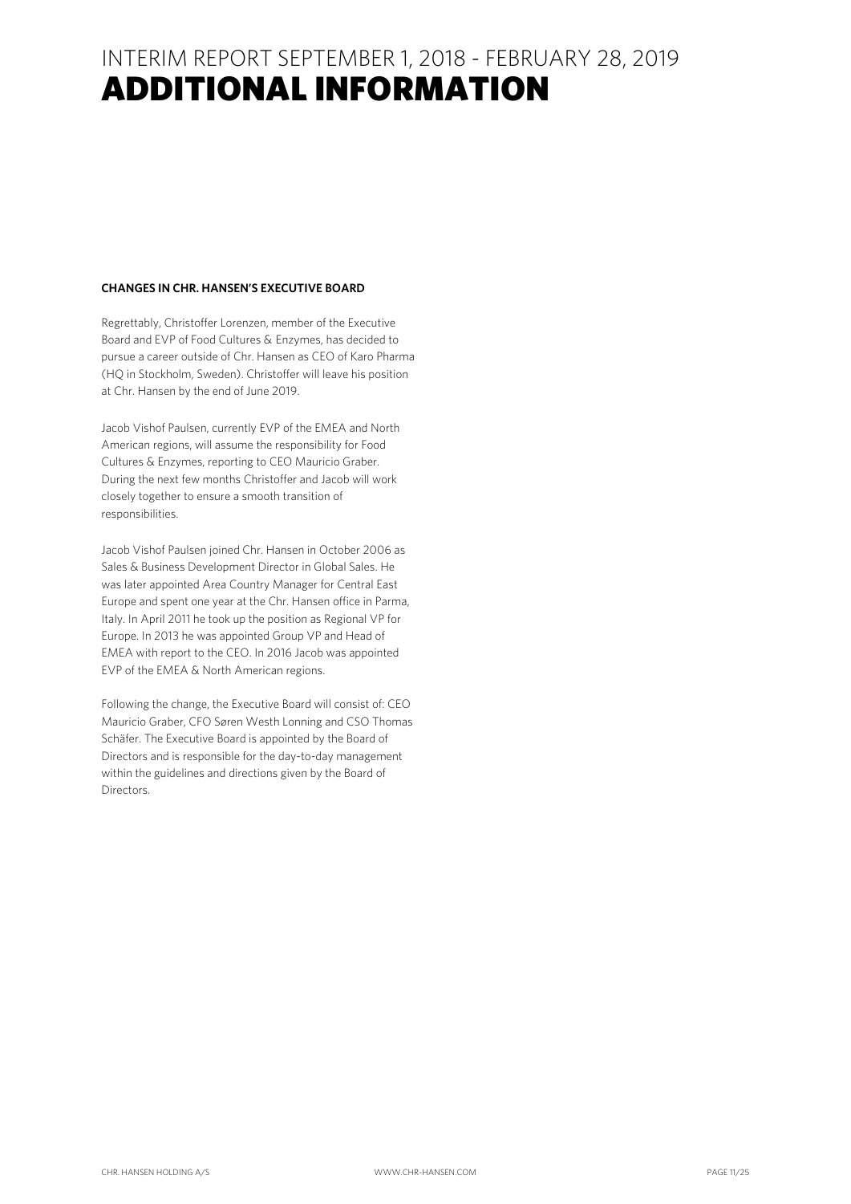# INTERIM REPORT SEPTEMBER 1, 2018 - FEBRUARY 28, 2019
# ADDITIONAL INFORMATION

**CHANGES IN CHR. HANSEN'S EXECUTIVE BOARD**

Regrettably, Christoffer Lorenzen, member of the Executive Board and EVP of Food Cultures & Enzymes, has decided to pursue a career outside of Chr. Hansen as CEO of Karo Pharma (HQ in Stockholm, Sweden). Christoffer will leave his position at Chr. Hansen by the end of June 2019.

Jacob Vishof Paulsen, currently EVP of the EMEA and North American regions, will assume the responsibility for Food Cultures & Enzymes, reporting to CEO Mauricio Graber. During the next few months Christoffer and Jacob will work closely together to ensure a smooth transition of responsibilities.

Jacob Vishof Paulsen joined Chr. Hansen in October 2006 as Sales & Business Development Director in Global Sales. He was later appointed Area Country Manager for Central East Europe and spent one year at the Chr. Hansen office in Parma, Italy. In April 2011 he took up the position as Regional VP for Europe. In 2013 he was appointed Group VP and Head of EMEA with report to the CEO. In 2016 Jacob was appointed EVP of the EMEA & North American regions.

Following the change, the Executive Board will consist of: CEO Mauricio Graber, CFO Søren Westh Lonning and CSO Thomas Schäfer. The Executive Board is appointed by the Board of Directors and is responsible for the day-to-day management within the guidelines and directions given by the Board of Directors.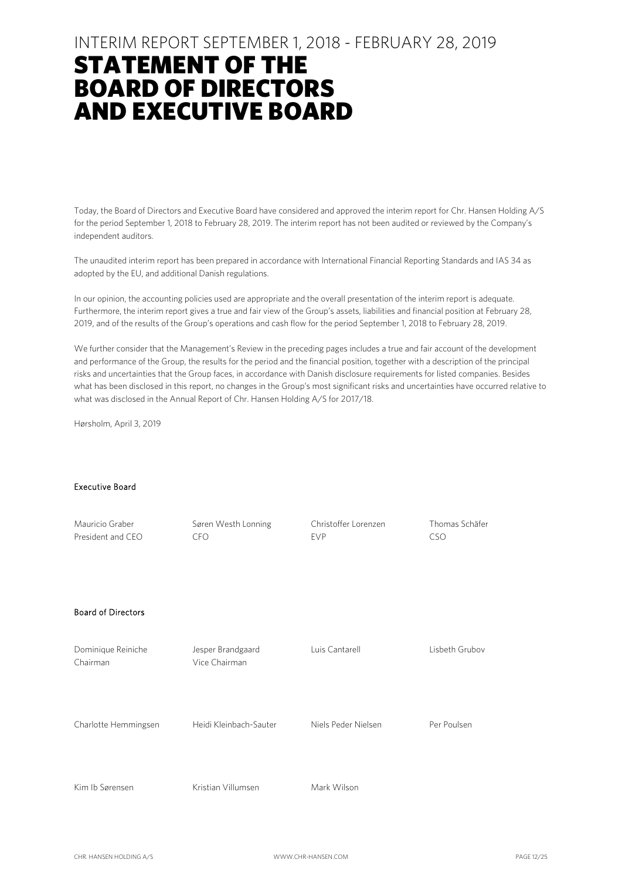# INTERIM REPORT SEPTEMBER 1, 2018 - FEBRUARY 28, 2019

# STATEMENT OF THE BOARD OF DIRECTORS AND EXECUTIVE BOARD

Today, the Board of Directors and Executive Board have considered and approved the interim report for Chr. Hansen Holding A/S for the period September 1, 2018 to February 28, 2019. The interim report has not been audited or reviewed by the Company's independent auditors.

The unaudited interim report has been prepared in accordance with International Financial Reporting Standards and IAS 34 as adopted by the EU, and additional Danish regulations.

In our opinion, the accounting policies used are appropriate and the overall presentation of the interim report is adequate. Furthermore, the interim report gives a true and fair view of the Group's assets, liabilities and financial position at February 28, 2019, and of the results of the Group's operations and cash flow for the period September 1, 2018 to February 28, 2019.

We further consider that the Management's Review in the preceding pages includes a true and fair account of the development and performance of the Group, the results for the period and the financial position, together with a description of the principal risks and uncertainties that the Group faces, in accordance with Danish disclosure requirements for listed companies. Besides what has been disclosed in this report, no changes in the Group's most significant risks and uncertainties have occurred relative to what was disclosed in the Annual Report of Chr. Hansen Holding A/S for 2017/18.

Hørsholm, April 3, 2019

**Executive Board**

Mauricio Graber
President and CEO

Søren Westh Lonning
CFO

Christoffer Lorenzen
EVP

Thomas Schäfer
CSO

**Board of Directors**

Dominique Reiniche
Chairman

Jesper Brandgaard
Vice Chairman

Luis Cantarell

Lisbeth Grubov

Charlotte Hemmingsen

Heidi Kleinbach-Sauter

Niels Peder Nielsen

Per Poulsen

Kim Ib Sørensen

Kristian Villumsen

Mark Wilson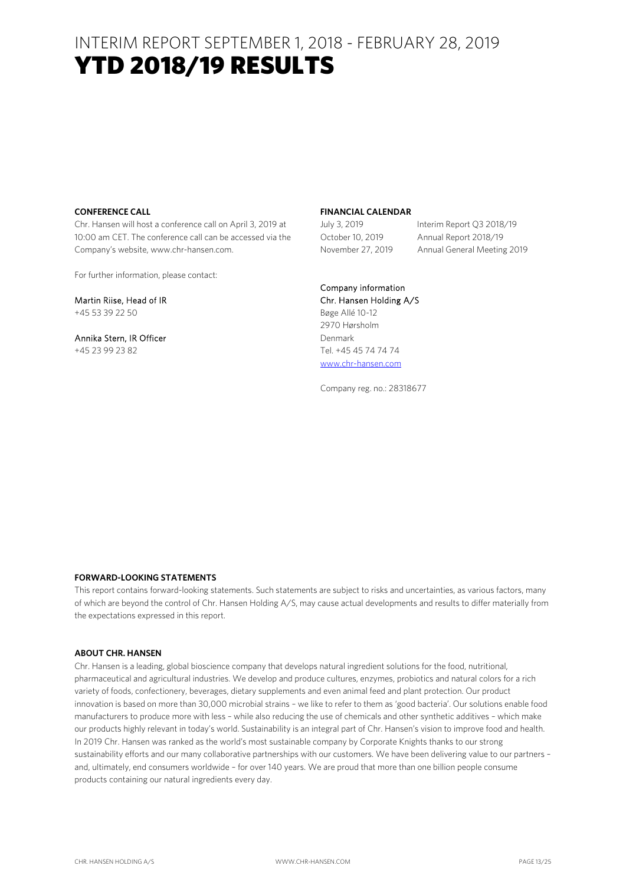# INTERIM REPORT SEPTEMBER 1, 2018 - FEBRUARY 28, 2019

# YTD 2018/19 RESULTS

**CONFERENCE CALL**

Chr. Hansen will host a conference call on April 3, 2019 at 10:00 am CET. The conference call can be accessed via the Company's website, www.chr-hansen.com.

For further information, please contact:

Martin Riise, Head of IR
+45 53 39 22 50

Annika Stern, IR Officer
+45 23 99 23 82

**FINANCIAL CALENDAR**

| | |
|---|---|
| July 3, 2019 | Interim Report Q3 2018/19 |
| October 10, 2019 | Annual Report 2018/19 |
| November 27, 2019 | Annual General Meeting 2019 |

Company information
Chr. Hansen Holding A/S
Bøge Allé 10-12
2970 Hørsholm
Denmark
Tel. +45 45 74 74 74
www.chr-hansen.com

Company reg. no.: 28318677

**FORWARD-LOOKING STATEMENTS**

This report contains forward-looking statements. Such statements are subject to risks and uncertainties, as various factors, many of which are beyond the control of Chr. Hansen Holding A/S, may cause actual developments and results to differ materially from the expectations expressed in this report.

**ABOUT CHR. HANSEN**

Chr. Hansen is a leading, global bioscience company that develops natural ingredient solutions for the food, nutritional, pharmaceutical and agricultural industries. We develop and produce cultures, enzymes, probiotics and natural colors for a rich variety of foods, confectionery, beverages, dietary supplements and even animal feed and plant protection. Our product innovation is based on more than 30,000 microbial strains – we like to refer to them as 'good bacteria'. Our solutions enable food manufacturers to produce more with less – while also reducing the use of chemicals and other synthetic additives – which make our products highly relevant in today's world. Sustainability is an integral part of Chr. Hansen's vision to improve food and health. In 2019 Chr. Hansen was ranked as the world's most sustainable company by Corporate Knights thanks to our strong sustainability efforts and our many collaborative partnerships with our customers. We have been delivering value to our partners – and, ultimately, end consumers worldwide – for over 140 years. We are proud that more than one billion people consume products containing our natural ingredients every day.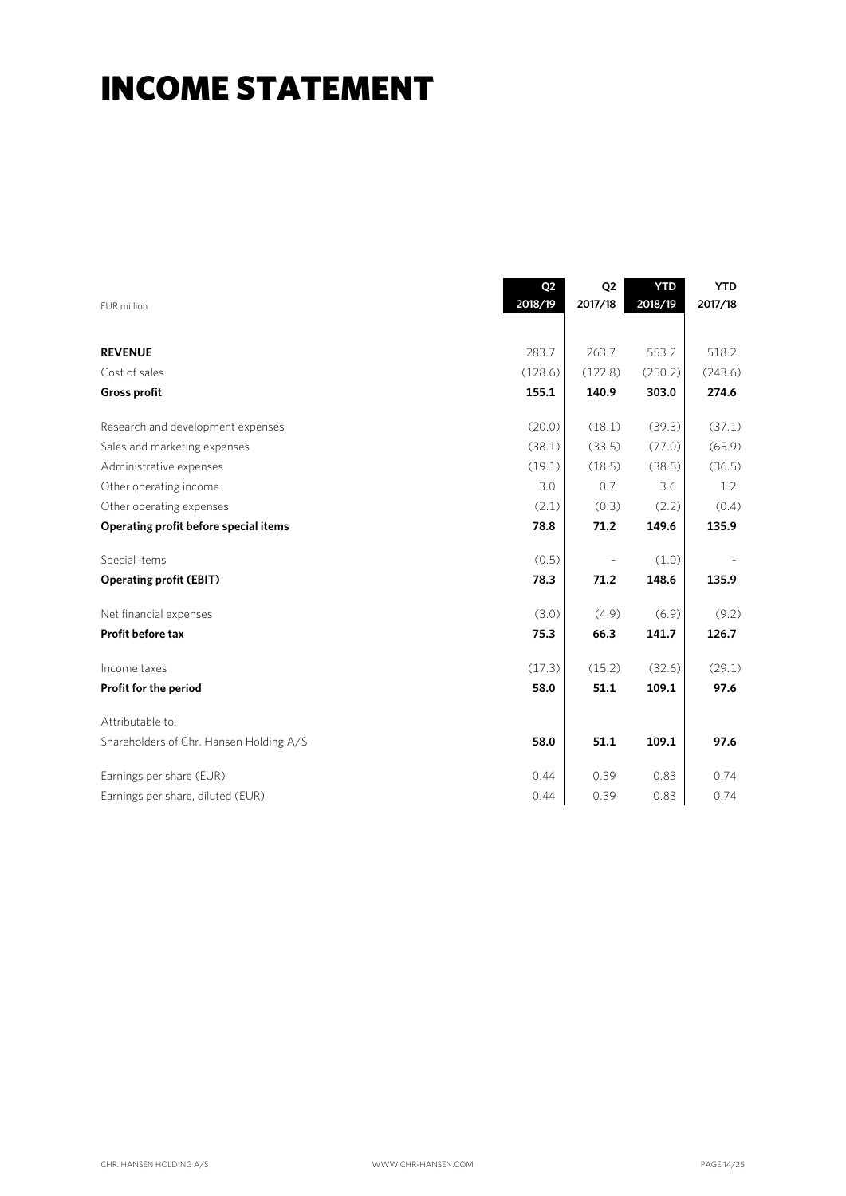# INCOME STATEMENT

| EUR million | Q2 2018/19 | Q2 2017/18 | YTD 2018/19 | YTD 2017/18 |
|---|---|---|---|---|
| **REVENUE** | 283.7 | 263.7 | 553.2 | 518.2 |
| Cost of sales | (128.6) | (122.8) | (250.2) | (243.6) |
| **Gross profit** | **155.1** | **140.9** | **303.0** | **274.6** |
| Research and development expenses | (20.0) | (18.1) | (39.3) | (37.1) |
| Sales and marketing expenses | (38.1) | (33.5) | (77.0) | (65.9) |
| Administrative expenses | (19.1) | (18.5) | (38.5) | (36.5) |
| Other operating income | 3.0 | 0.7 | 3.6 | 1.2 |
| Other operating expenses | (2.1) | (0.3) | (2.2) | (0.4) |
| **Operating profit before special items** | **78.8** | **71.2** | **149.6** | **135.9** |
| Special items | (0.5) | - | (1.0) | - |
| **Operating profit (EBIT)** | **78.3** | **71.2** | **148.6** | **135.9** |
| Net financial expenses | (3.0) | (4.9) | (6.9) | (9.2) |
| **Profit before tax** | **75.3** | **66.3** | **141.7** | **126.7** |
| Income taxes | (17.3) | (15.2) | (32.6) | (29.1) |
| **Profit for the period** | **58.0** | **51.1** | **109.1** | **97.6** |
| Attributable to: | | | | |
| Shareholders of Chr. Hansen Holding A/S | **58.0** | **51.1** | **109.1** | **97.6** |
| Earnings per share (EUR) | 0.44 | 0.39 | 0.83 | 0.74 |
| Earnings per share, diluted (EUR) | 0.44 | 0.39 | 0.83 | 0.74 |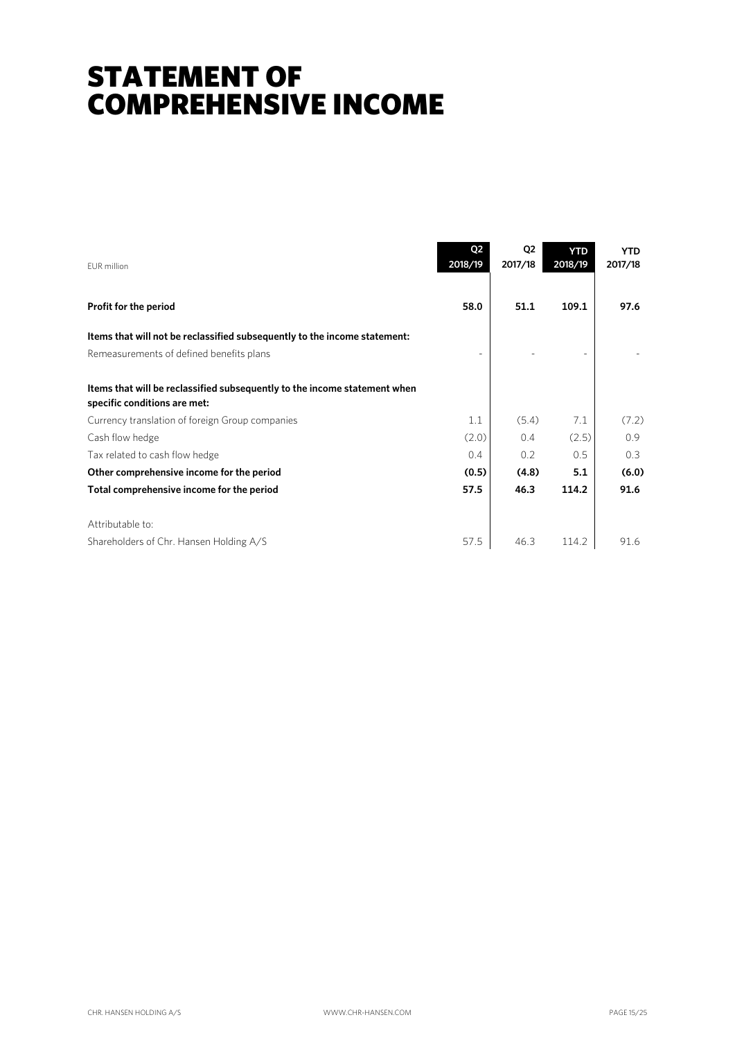# STATEMENT OF COMPREHENSIVE INCOME

| EUR million | Q2 2018/19 | Q2 2017/18 | YTD 2018/19 | YTD 2017/18 |
|---|---|---|---|---|
| **Profit for the period** | **58.0** | **51.1** | **109.1** | **97.6** |
| **Items that will not be reclassified subsequently to the income statement:** | | | | |
| Remeasurements of defined benefits plans | - | - | - | - |
| **Items that will be reclassified subsequently to the income statement when specific conditions are met:** | | | | |
| Currency translation of foreign Group companies | 1.1 | (5.4) | 7.1 | (7.2) |
| Cash flow hedge | (2.0) | 0.4 | (2.5) | 0.9 |
| Tax related to cash flow hedge | 0.4 | 0.2 | 0.5 | 0.3 |
| **Other comprehensive income for the period** | **(0.5)** | **(4.8)** | **5.1** | **(6.0)** |
| **Total comprehensive income for the period** | **57.5** | **46.3** | **114.2** | **91.6** |
| Attributable to: | | | | |
| Shareholders of Chr. Hansen Holding A/S | 57.5 | 46.3 | 114.2 | 91.6 |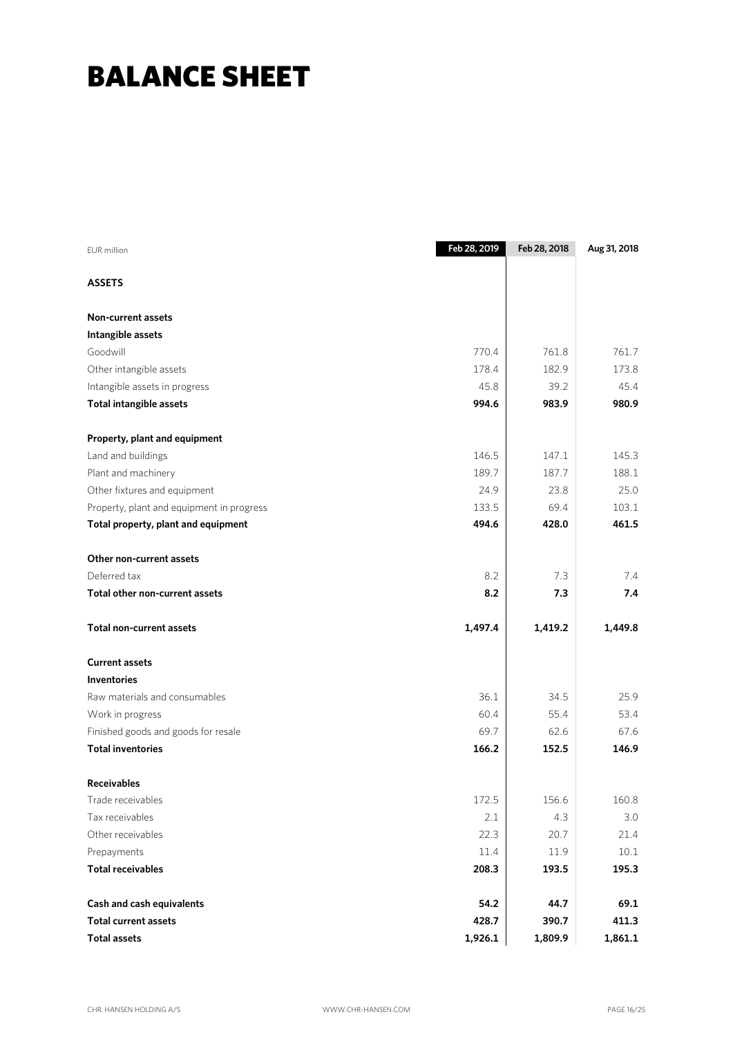# BALANCE SHEET

| EUR million | Feb 28, 2019 | Feb 28, 2018 | Aug 31, 2018 |
|---|---|---|---|
| **ASSETS** | | | |
| **Non-current assets** | | | |
| **Intangible assets** | | | |
| Goodwill | 770.4 | 761.8 | 761.7 |
| Other intangible assets | 178.4 | 182.9 | 173.8 |
| Intangible assets in progress | 45.8 | 39.2 | 45.4 |
| **Total intangible assets** | **994.6** | **983.9** | **980.9** |
| **Property, plant and equipment** | | | |
| Land and buildings | 146.5 | 147.1 | 145.3 |
| Plant and machinery | 189.7 | 187.7 | 188.1 |
| Other fixtures and equipment | 24.9 | 23.8 | 25.0 |
| Property, plant and equipment in progress | 133.5 | 69.4 | 103.1 |
| **Total property, plant and equipment** | **494.6** | **428.0** | **461.5** |
| **Other non-current assets** | | | |
| Deferred tax | 8.2 | 7.3 | 7.4 |
| **Total other non-current assets** | **8.2** | **7.3** | **7.4** |
| **Total non-current assets** | **1,497.4** | **1,419.2** | **1,449.8** |
| **Current assets** | | | |
| **Inventories** | | | |
| Raw materials and consumables | 36.1 | 34.5 | 25.9 |
| Work in progress | 60.4 | 55.4 | 53.4 |
| Finished goods and goods for resale | 69.7 | 62.6 | 67.6 |
| **Total inventories** | **166.2** | **152.5** | **146.9** |
| **Receivables** | | | |
| Trade receivables | 172.5 | 156.6 | 160.8 |
| Tax receivables | 2.1 | 4.3 | 3.0 |
| Other receivables | 22.3 | 20.7 | 21.4 |
| Prepayments | 11.4 | 11.9 | 10.1 |
| **Total receivables** | **208.3** | **193.5** | **195.3** |
| **Cash and cash equivalents** | **54.2** | **44.7** | **69.1** |
| **Total current assets** | **428.7** | **390.7** | **411.3** |
| **Total assets** | **1,926.1** | **1,809.9** | **1,861.1** |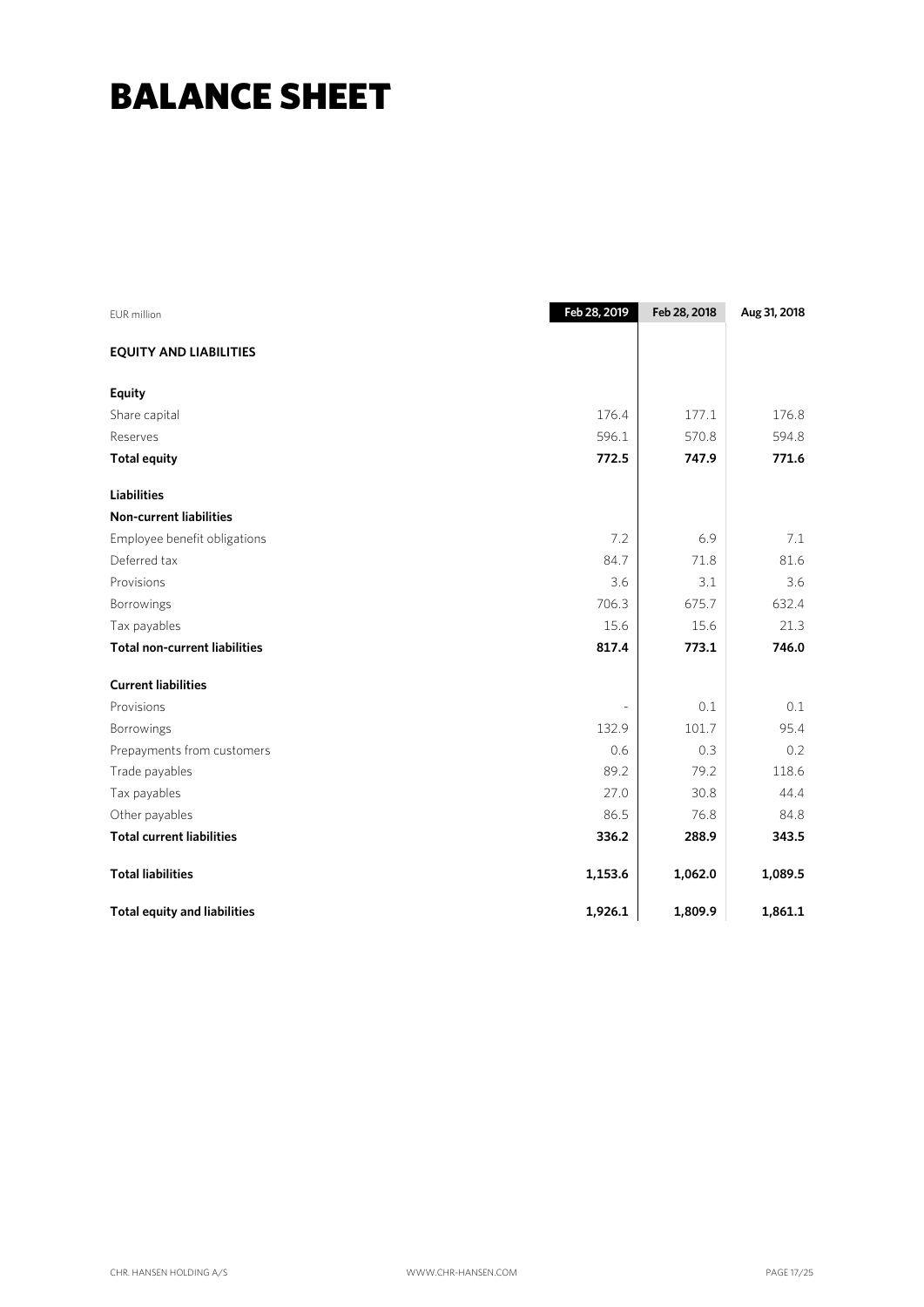# BALANCE SHEET

| EUR million | Feb 28, 2019 | Feb 28, 2018 | Aug 31, 2018 |
|---|---|---|---|
| **EQUITY AND LIABILITIES** | | | |
| **Equity** | | | |
| Share capital | 176.4 | 177.1 | 176.8 |
| Reserves | 596.1 | 570.8 | 594.8 |
| **Total equity** | **772.5** | **747.9** | **771.6** |
| **Liabilities** | | | |
| **Non-current liabilities** | | | |
| Employee benefit obligations | 7.2 | 6.9 | 7.1 |
| Deferred tax | 84.7 | 71.8 | 81.6 |
| Provisions | 3.6 | 3.1 | 3.6 |
| Borrowings | 706.3 | 675.7 | 632.4 |
| Tax payables | 15.6 | 15.6 | 21.3 |
| **Total non-current liabilities** | **817.4** | **773.1** | **746.0** |
| **Current liabilities** | | | |
| Provisions | - | 0.1 | 0.1 |
| Borrowings | 132.9 | 101.7 | 95.4 |
| Prepayments from customers | 0.6 | 0.3 | 0.2 |
| Trade payables | 89.2 | 79.2 | 118.6 |
| Tax payables | 27.0 | 30.8 | 44.4 |
| Other payables | 86.5 | 76.8 | 84.8 |
| **Total current liabilities** | **336.2** | **288.9** | **343.5** |
| **Total liabilities** | **1,153.6** | **1,062.0** | **1,089.5** |
| **Total equity and liabilities** | **1,926.1** | **1,809.9** | **1,861.1** |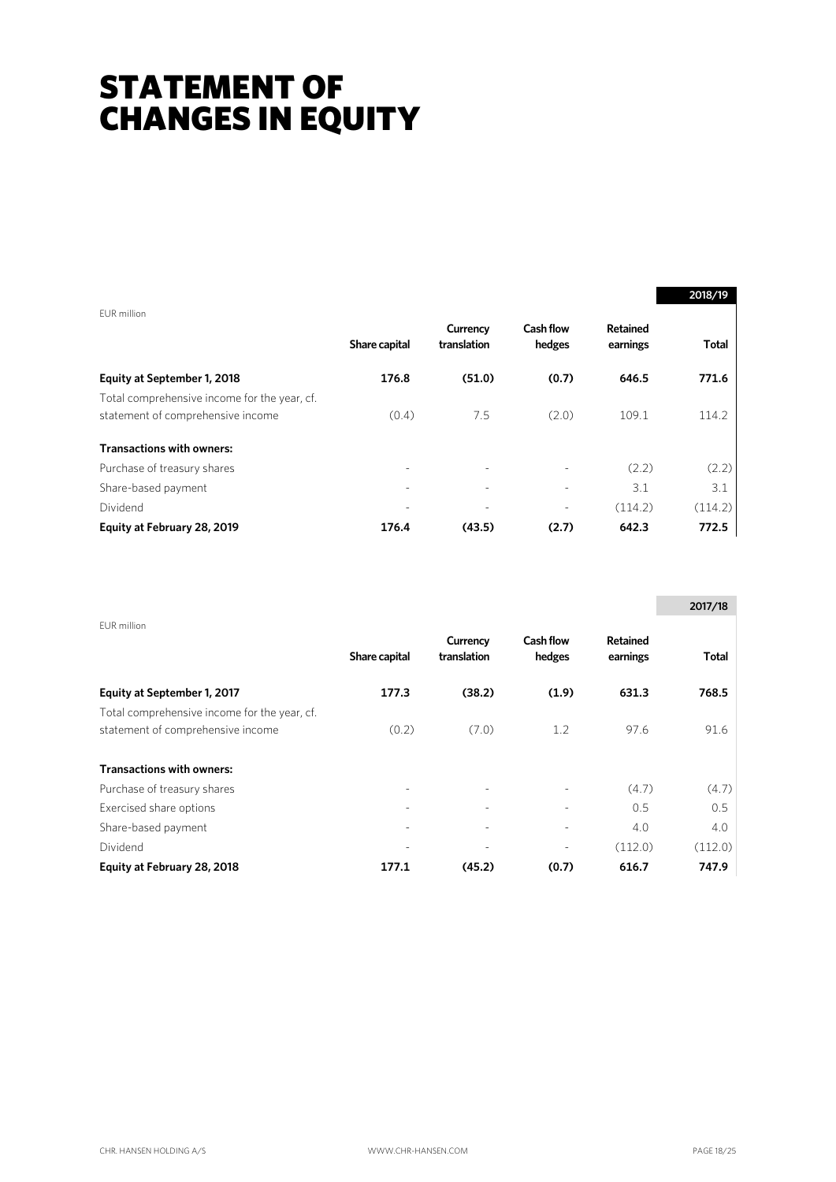# STATEMENT OF CHANGES IN EQUITY

2018/19

EUR million

| | Share capital | Currency translation | Cash flow hedges | Retained earnings | Total |
|---|---|---|---|---|---|
| **Equity at September 1, 2018** | **176.8** | **(51.0)** | **(0.7)** | **646.5** | **771.6** |
| Total comprehensive income for the year, cf. statement of comprehensive income | (0.4) | 7.5 | (2.0) | 109.1 | 114.2 |
| **Transactions with owners:** | | | | | |
| Purchase of treasury shares | - | - | - | (2.2) | (2.2) |
| Share-based payment | - | - | - | 3.1 | 3.1 |
| Dividend | - | - | - | (114.2) | (114.2) |
| **Equity at February 28, 2019** | **176.4** | **(43.5)** | **(2.7)** | **642.3** | **772.5** |

2017/18

EUR million

| | Share capital | Currency translation | Cash flow hedges | Retained earnings | Total |
|---|---|---|---|---|---|
| **Equity at September 1, 2017** | **177.3** | **(38.2)** | **(1.9)** | **631.3** | **768.5** |
| Total comprehensive income for the year, cf. statement of comprehensive income | (0.2) | (7.0) | 1.2 | 97.6 | 91.6 |
| **Transactions with owners:** | | | | | |
| Purchase of treasury shares | - | - | - | (4.7) | (4.7) |
| Exercised share options | - | - | - | 0.5 | 0.5 |
| Share-based payment | - | - | - | 4.0 | 4.0 |
| Dividend | - | - | - | (112.0) | (112.0) |
| **Equity at February 28, 2018** | **177.1** | **(45.2)** | **(0.7)** | **616.7** | **747.9** |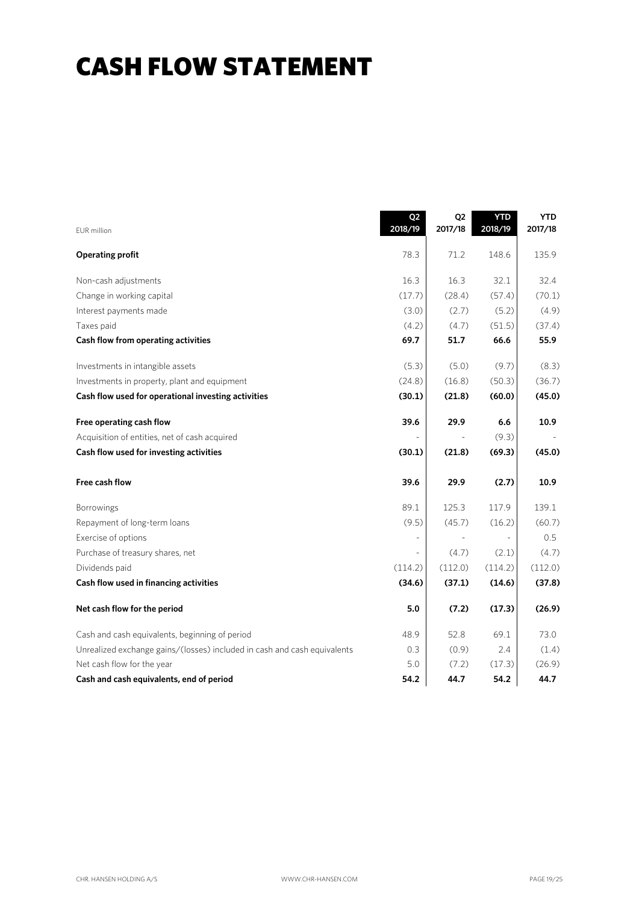# CASH FLOW STATEMENT

| EUR million | Q2 2018/19 | Q2 2017/18 | YTD 2018/19 | YTD 2017/18 |
|---|---|---|---|---|
| **Operating profit** | 78.3 | 71.2 | 148.6 | 135.9 |
| Non-cash adjustments | 16.3 | 16.3 | 32.1 | 32.4 |
| Change in working capital | (17.7) | (28.4) | (57.4) | (70.1) |
| Interest payments made | (3.0) | (2.7) | (5.2) | (4.9) |
| Taxes paid | (4.2) | (4.7) | (51.5) | (37.4) |
| **Cash flow from operating activities** | **69.7** | **51.7** | **66.6** | **55.9** |
| Investments in intangible assets | (5.3) | (5.0) | (9.7) | (8.3) |
| Investments in property, plant and equipment | (24.8) | (16.8) | (50.3) | (36.7) |
| **Cash flow used for operational investing activities** | **(30.1)** | **(21.8)** | **(60.0)** | **(45.0)** |
| **Free operating cash flow** | **39.6** | **29.9** | **6.6** | **10.9** |
| Acquisition of entities, net of cash acquired | - | - | (9.3) | - |
| **Cash flow used for investing activities** | **(30.1)** | **(21.8)** | **(69.3)** | **(45.0)** |
| **Free cash flow** | **39.6** | **29.9** | **(2.7)** | **10.9** |
| Borrowings | 89.1 | 125.3 | 117.9 | 139.1 |
| Repayment of long-term loans | (9.5) | (45.7) | (16.2) | (60.7) |
| Exercise of options | - | - | - | 0.5 |
| Purchase of treasury shares, net | - | (4.7) | (2.1) | (4.7) |
| Dividends paid | (114.2) | (112.0) | (114.2) | (112.0) |
| **Cash flow used in financing activities** | **(34.6)** | **(37.1)** | **(14.6)** | **(37.8)** |
| **Net cash flow for the period** | **5.0** | **(7.2)** | **(17.3)** | **(26.9)** |
| Cash and cash equivalents, beginning of period | 48.9 | 52.8 | 69.1 | 73.0 |
| Unrealized exchange gains/(losses) included in cash and cash equivalents | 0.3 | (0.9) | 2.4 | (1.4) |
| Net cash flow for the year | 5.0 | (7.2) | (17.3) | (26.9) |
| **Cash and cash equivalents, end of period** | **54.2** | **44.7** | **54.2** | **44.7** |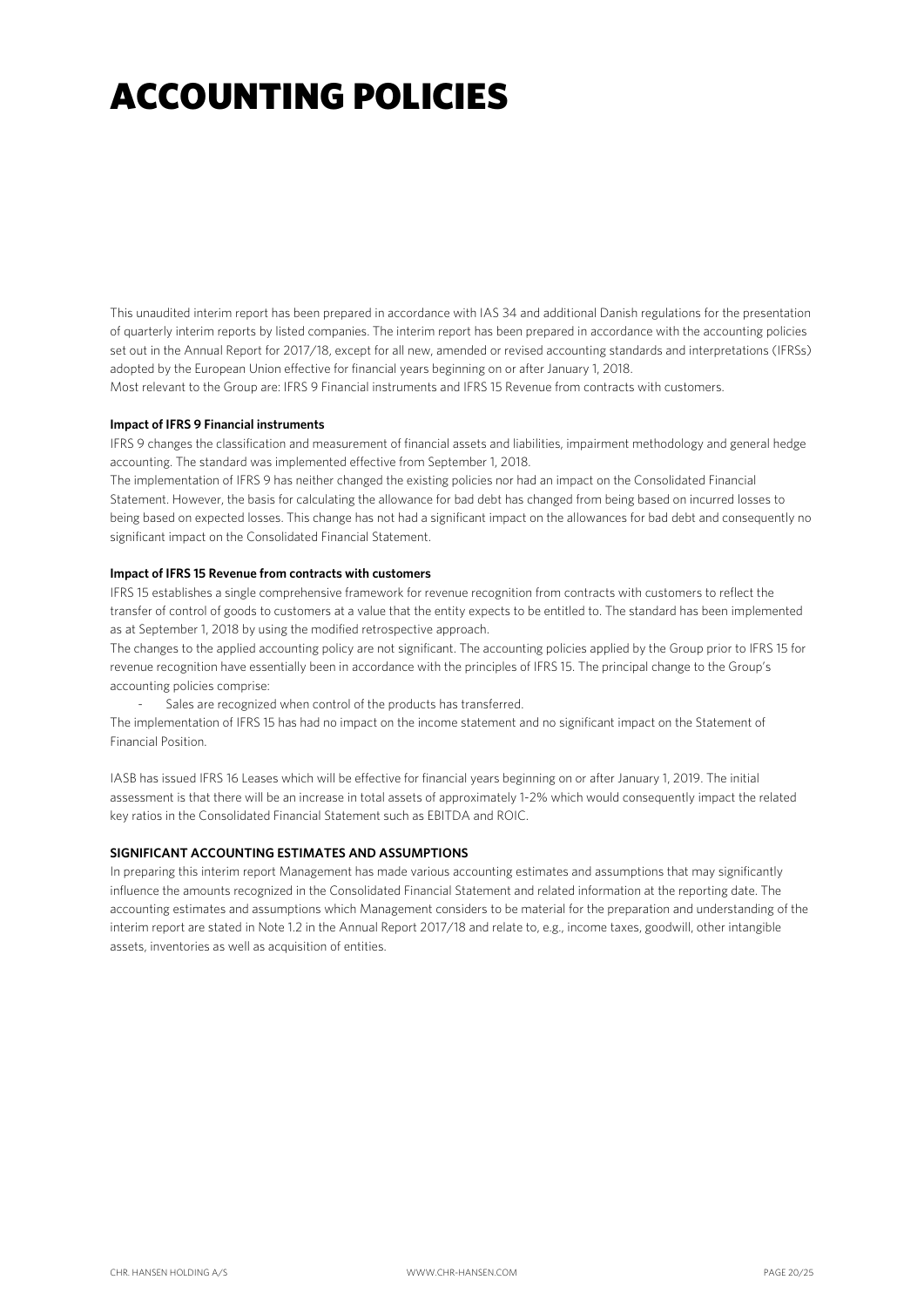# ACCOUNTING POLICIES

This unaudited interim report has been prepared in accordance with IAS 34 and additional Danish regulations for the presentation of quarterly interim reports by listed companies. The interim report has been prepared in accordance with the accounting policies set out in the Annual Report for 2017/18, except for all new, amended or revised accounting standards and interpretations (IFRSs) adopted by the European Union effective for financial years beginning on or after January 1, 2018.
Most relevant to the Group are: IFRS 9 Financial instruments and IFRS 15 Revenue from contracts with customers.

**Impact of IFRS 9 Financial instruments**

IFRS 9 changes the classification and measurement of financial assets and liabilities, impairment methodology and general hedge accounting. The standard was implemented effective from September 1, 2018.
The implementation of IFRS 9 has neither changed the existing policies nor had an impact on the Consolidated Financial Statement. However, the basis for calculating the allowance for bad debt has changed from being based on incurred losses to being based on expected losses. This change has not had a significant impact on the allowances for bad debt and consequently no significant impact on the Consolidated Financial Statement.

**Impact of IFRS 15 Revenue from contracts with customers**

IFRS 15 establishes a single comprehensive framework for revenue recognition from contracts with customers to reflect the transfer of control of goods to customers at a value that the entity expects to be entitled to. The standard has been implemented as at September 1, 2018 by using the modified retrospective approach.
The changes to the applied accounting policy are not significant. The accounting policies applied by the Group prior to IFRS 15 for revenue recognition have essentially been in accordance with the principles of IFRS 15. The principal change to the Group's accounting policies comprise:

- Sales are recognized when control of the products has transferred.

The implementation of IFRS 15 has had no impact on the income statement and no significant impact on the Statement of Financial Position.

IASB has issued IFRS 16 Leases which will be effective for financial years beginning on or after January 1, 2019. The initial assessment is that there will be an increase in total assets of approximately 1-2% which would consequently impact the related key ratios in the Consolidated Financial Statement such as EBITDA and ROIC.

## SIGNIFICANT ACCOUNTING ESTIMATES AND ASSUMPTIONS

In preparing this interim report Management has made various accounting estimates and assumptions that may significantly influence the amounts recognized in the Consolidated Financial Statement and related information at the reporting date. The accounting estimates and assumptions which Management considers to be material for the preparation and understanding of the interim report are stated in Note 1.2 in the Annual Report 2017/18 and relate to, e.g., income taxes, goodwill, other intangible assets, inventories as well as acquisition of entities.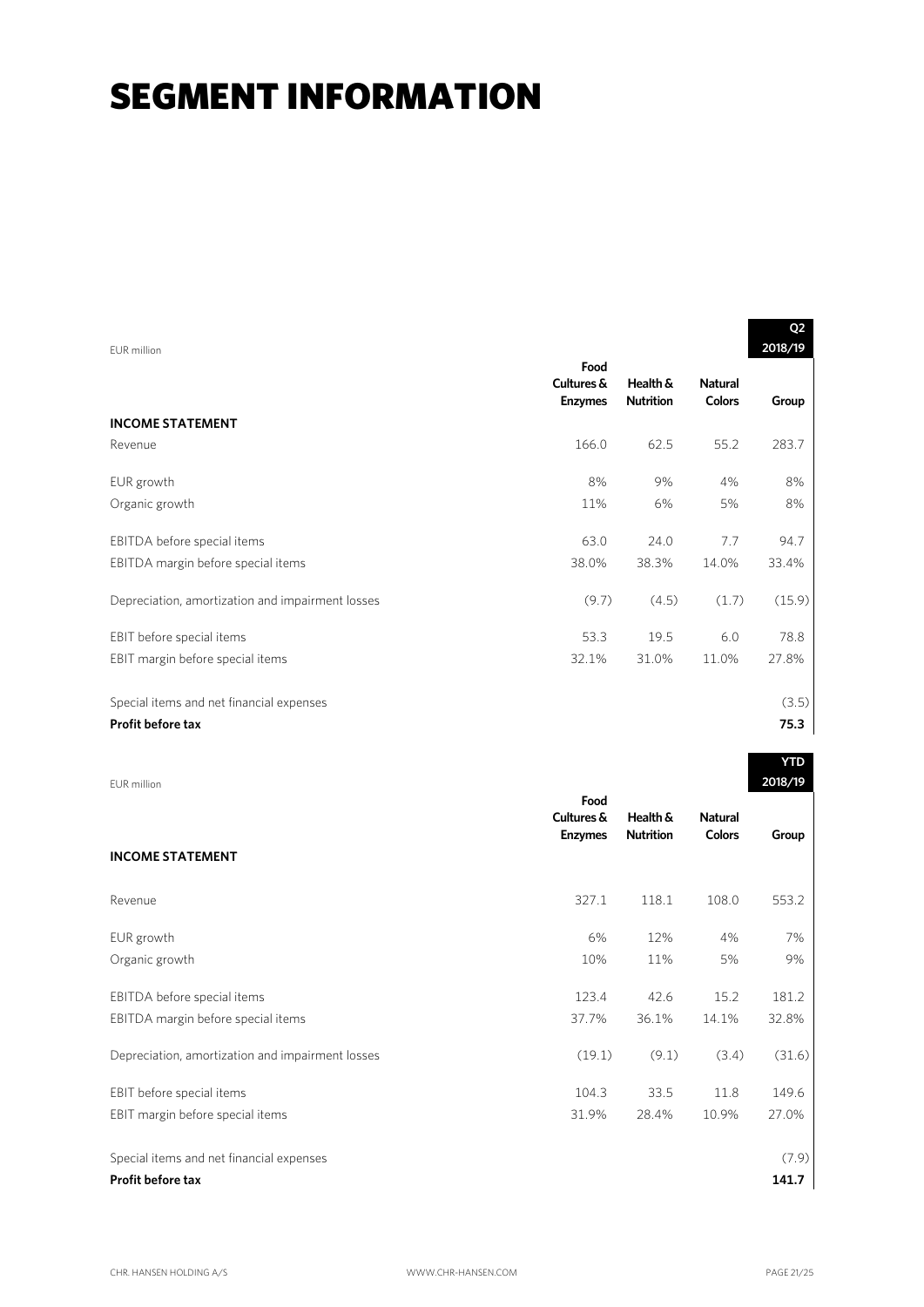# SEGMENT INFORMATION

| EUR million | Food Cultures & Enzymes | Health & Nutrition | Natural Colors | Q2 2018/19 Group |
|---|---|---|---|---|
| **INCOME STATEMENT** | | | | |
| Revenue | 166.0 | 62.5 | 55.2 | 283.7 |
| EUR growth | 8% | 9% | 4% | 8% |
| Organic growth | 11% | 6% | 5% | 8% |
| EBITDA before special items | 63.0 | 24.0 | 7.7 | 94.7 |
| EBITDA margin before special items | 38.0% | 38.3% | 14.0% | 33.4% |
| Depreciation, amortization and impairment losses | (9.7) | (4.5) | (1.7) | (15.9) |
| EBIT before special items | 53.3 | 19.5 | 6.0 | 78.8 |
| EBIT margin before special items | 32.1% | 31.0% | 11.0% | 27.8% |
| Special items and net financial expenses | | | | (3.5) |
| **Profit before tax** | | | | **75.3** |

| EUR million | Food Cultures & Enzymes | Health & Nutrition | Natural Colors | YTD 2018/19 Group |
|---|---|---|---|---|
| **INCOME STATEMENT** | | | | |
| Revenue | 327.1 | 118.1 | 108.0 | 553.2 |
| EUR growth | 6% | 12% | 4% | 7% |
| Organic growth | 10% | 11% | 5% | 9% |
| EBITDA before special items | 123.4 | 42.6 | 15.2 | 181.2 |
| EBITDA margin before special items | 37.7% | 36.1% | 14.1% | 32.8% |
| Depreciation, amortization and impairment losses | (19.1) | (9.1) | (3.4) | (31.6) |
| EBIT before special items | 104.3 | 33.5 | 11.8 | 149.6 |
| EBIT margin before special items | 31.9% | 28.4% | 10.9% | 27.0% |
| Special items and net financial expenses | | | | (7.9) |
| **Profit before tax** | | | | **141.7** |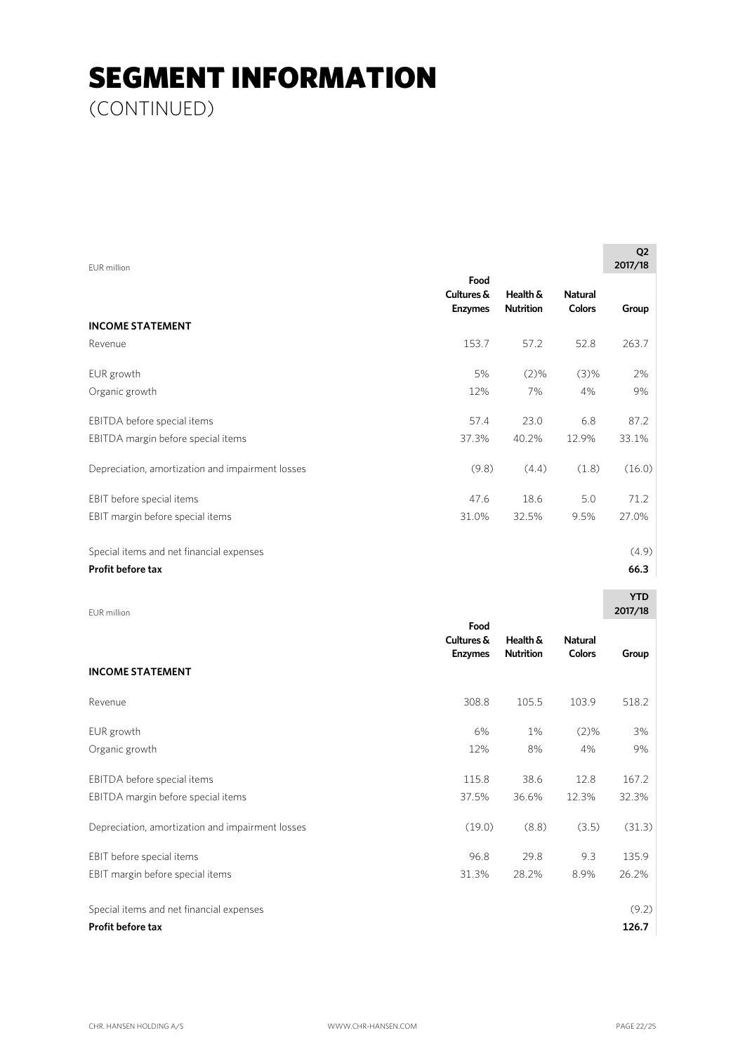# SEGMENT INFORMATION
(CONTINUED)

| EUR million | Food Cultures & Enzymes | Health & Nutrition | Natural Colors | Q2 2017/18 Group |
|---|---|---|---|---|
| **INCOME STATEMENT** | | | | |
| Revenue | 153.7 | 57.2 | 52.8 | 263.7 |
| EUR growth | 5% | (2)% | (3)% | 2% |
| Organic growth | 12% | 7% | 4% | 9% |
| EBITDA before special items | 57.4 | 23.0 | 6.8 | 87.2 |
| EBITDA margin before special items | 37.3% | 40.2% | 12.9% | 33.1% |
| Depreciation, amortization and impairment losses | (9.8) | (4.4) | (1.8) | (16.0) |
| EBIT before special items | 47.6 | 18.6 | 5.0 | 71.2 |
| EBIT margin before special items | 31.0% | 32.5% | 9.5% | 27.0% |
| Special items and net financial expenses | | | | (4.9) |
| **Profit before tax** | | | | **66.3** |

| EUR million | Food Cultures & Enzymes | Health & Nutrition | Natural Colors | YTD 2017/18 Group |
|---|---|---|---|---|
| **INCOME STATEMENT** | | | | |
| Revenue | 308.8 | 105.5 | 103.9 | 518.2 |
| EUR growth | 6% | 1% | (2)% | 3% |
| Organic growth | 12% | 8% | 4% | 9% |
| EBITDA before special items | 115.8 | 38.6 | 12.8 | 167.2 |
| EBITDA margin before special items | 37.5% | 36.6% | 12.3% | 32.3% |
| Depreciation, amortization and impairment losses | (19.0) | (8.8) | (3.5) | (31.3) |
| EBIT before special items | 96.8 | 29.8 | 9.3 | 135.9 |
| EBIT margin before special items | 31.3% | 28.2% | 8.9% | 26.2% |
| Special items and net financial expenses | | | | (9.2) |
| **Profit before tax** | | | | **126.7** |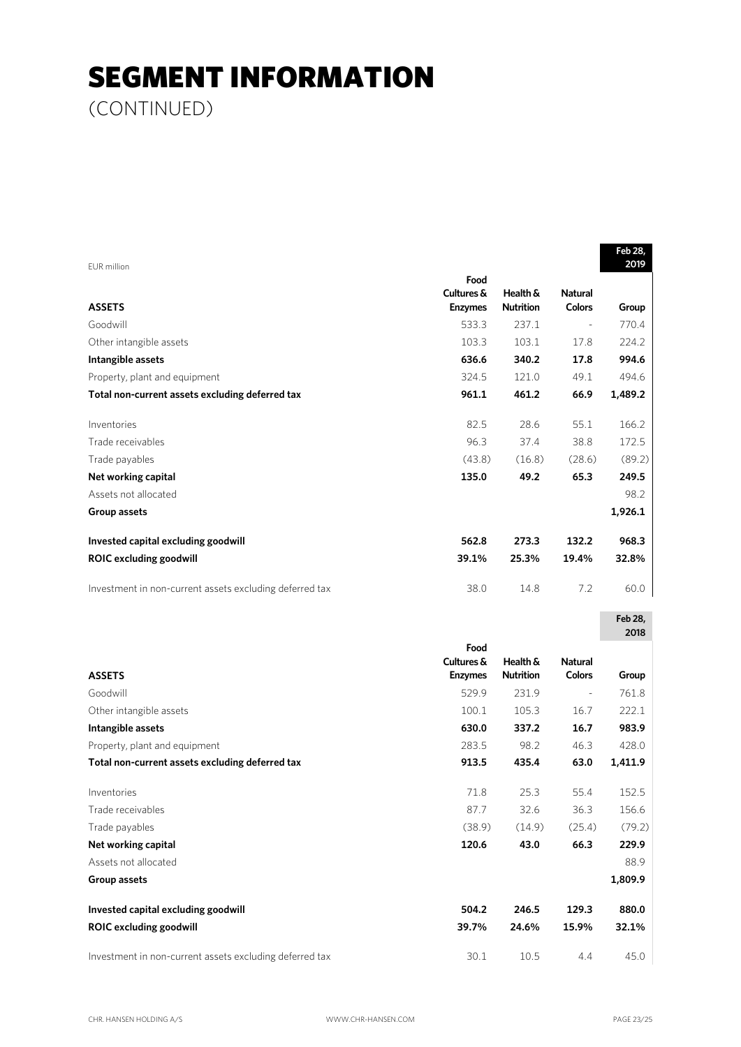# SEGMENT INFORMATION

(CONTINUED)

EUR million

| ASSETS | Food Cultures & Enzymes | Health & Nutrition | Natural Colors | Feb 28, 2019 Group |
|---|---|---|---|---|
| Goodwill | 533.3 | 237.1 | - | 770.4 |
| Other intangible assets | 103.3 | 103.1 | 17.8 | 224.2 |
| **Intangible assets** | **636.6** | **340.2** | **17.8** | **994.6** |
| Property, plant and equipment | 324.5 | 121.0 | 49.1 | 494.6 |
| **Total non-current assets excluding deferred tax** | **961.1** | **461.2** | **66.9** | **1,489.2** |
| Inventories | 82.5 | 28.6 | 55.1 | 166.2 |
| Trade receivables | 96.3 | 37.4 | 38.8 | 172.5 |
| Trade payables | (43.8) | (16.8) | (28.6) | (89.2) |
| **Net working capital** | **135.0** | **49.2** | **65.3** | **249.5** |
| Assets not allocated | | | | 98.2 |
| **Group assets** | | | | **1,926.1** |
| **Invested capital excluding goodwill** | **562.8** | **273.3** | **132.2** | **968.3** |
| **ROIC excluding goodwill** | **39.1%** | **25.3%** | **19.4%** | **32.8%** |
| Investment in non-current assets excluding deferred tax | 38.0 | 14.8 | 7.2 | 60.0 |

| ASSETS | Food Cultures & Enzymes | Health & Nutrition | Natural Colors | Feb 28, 2018 Group |
|---|---|---|---|---|
| Goodwill | 529.9 | 231.9 | - | 761.8 |
| Other intangible assets | 100.1 | 105.3 | 16.7 | 222.1 |
| **Intangible assets** | **630.0** | **337.2** | **16.7** | **983.9** |
| Property, plant and equipment | 283.5 | 98.2 | 46.3 | 428.0 |
| **Total non-current assets excluding deferred tax** | **913.5** | **435.4** | **63.0** | **1,411.9** |
| Inventories | 71.8 | 25.3 | 55.4 | 152.5 |
| Trade receivables | 87.7 | 32.6 | 36.3 | 156.6 |
| Trade payables | (38.9) | (14.9) | (25.4) | (79.2) |
| **Net working capital** | **120.6** | **43.0** | **66.3** | **229.9** |
| Assets not allocated | | | | 88.9 |
| **Group assets** | | | | **1,809.9** |
| **Invested capital excluding goodwill** | **504.2** | **246.5** | **129.3** | **880.0** |
| **ROIC excluding goodwill** | **39.7%** | **24.6%** | **15.9%** | **32.1%** |
| Investment in non-current assets excluding deferred tax | 30.1 | 10.5 | 4.4 | 45.0 |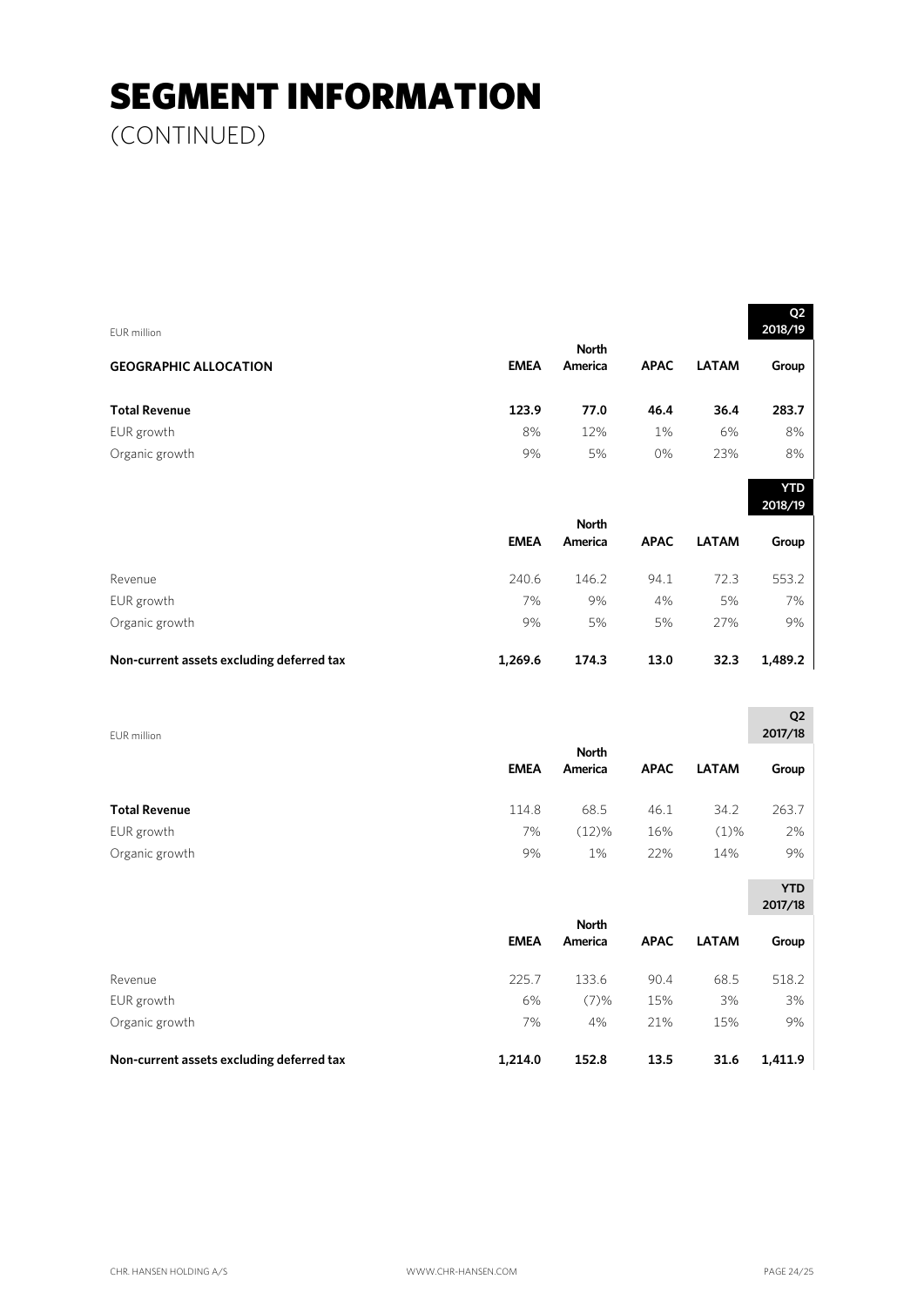# SEGMENT INFORMATION
(CONTINUED)

EUR million

| GEOGRAPHIC ALLOCATION | EMEA | North America | APAC | LATAM | Q2 2018/19 Group |
|---|---|---|---|---|---|
| **Total Revenue** | **123.9** | **77.0** | **46.4** | **36.4** | **283.7** |
| EUR growth | 8% | 12% | 1% | 6% | 8% |
| Organic growth | 9% | 5% | 0% | 23% | 8% |

| | EMEA | North America | APAC | LATAM | YTD 2018/19 Group |
|---|---|---|---|---|---|
| Revenue | 240.6 | 146.2 | 94.1 | 72.3 | 553.2 |
| EUR growth | 7% | 9% | 4% | 5% | 7% |
| Organic growth | 9% | 5% | 5% | 27% | 9% |
| **Non-current assets excluding deferred tax** | **1,269.6** | **174.3** | **13.0** | **32.3** | **1,489.2** |

EUR million

| | EMEA | North America | APAC | LATAM | Q2 2017/18 Group |
|---|---|---|---|---|---|
| **Total Revenue** | 114.8 | 68.5 | 46.1 | 34.2 | 263.7 |
| EUR growth | 7% | (12)% | 16% | (1)% | 2% |
| Organic growth | 9% | 1% | 22% | 14% | 9% |

| | EMEA | North America | APAC | LATAM | YTD 2017/18 Group |
|---|---|---|---|---|---|
| Revenue | 225.7 | 133.6 | 90.4 | 68.5 | 518.2 |
| EUR growth | 6% | (7)% | 15% | 3% | 3% |
| Organic growth | 7% | 4% | 21% | 15% | 9% |
| **Non-current assets excluding deferred tax** | **1,214.0** | **152.8** | **13.5** | **31.6** | **1,411.9** |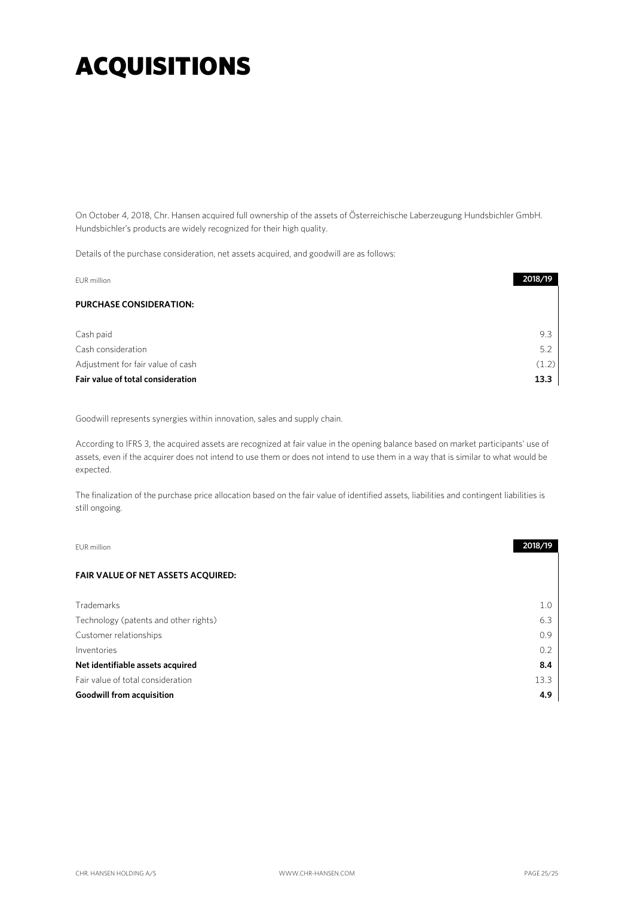# ACQUISITIONS

On October 4, 2018, Chr. Hansen acquired full ownership of the assets of Österreichische Laberzeugung Hundsbichler GmbH. Hundsbichler's products are widely recognized for their high quality.

Details of the purchase consideration, net assets acquired, and goodwill are as follows:

| EUR million | 2018/19 |
|---|---|
| **PURCHASE CONSIDERATION:** | |
| Cash paid | 9.3 |
| Cash consideration | 5.2 |
| Adjustment for fair value of cash | (1.2) |
| **Fair value of total consideration** | **13.3** |

Goodwill represents synergies within innovation, sales and supply chain.

According to IFRS 3, the acquired assets are recognized at fair value in the opening balance based on market participants' use of assets, even if the acquirer does not intend to use them or does not intend to use them in a way that is similar to what would be expected.

The finalization of the purchase price allocation based on the fair value of identified assets, liabilities and contingent liabilities is still ongoing.

| EUR million | 2018/19 |
|---|---|
| **FAIR VALUE OF NET ASSETS ACQUIRED:** | |
| Trademarks | 1.0 |
| Technology (patents and other rights) | 6.3 |
| Customer relationships | 0.9 |
| Inventories | 0.2 |
| **Net identifiable assets acquired** | **8.4** |
| Fair value of total consideration | 13.3 |
| **Goodwill from acquisition** | **4.9** |